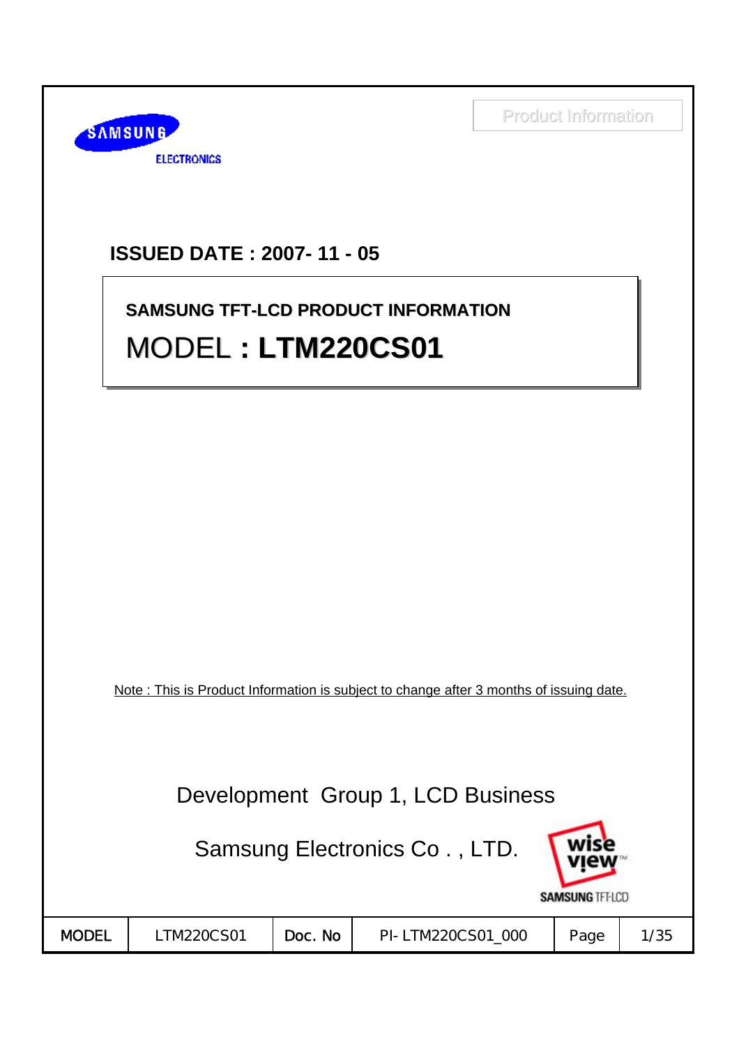Product Information

SAMSUNG ELECTRONICS

**ISSUED DATE : 2007- 11 - 05**

**SAMSUNG TFT-LCD PRODUCT INFORMATION**

# MODEL **: LTM220CS01**

Note : This is Product Information is subject to change after 3 months of issuing date.

Development Group 1, LCD Business

Samsung Electronics Co . , LTD.

wise view SAMSUNG TFT-LCD

| MODEL | LTM220CS01 | Doc. No | PI- LTM220CS01_000 | Page | 1/35 |
|---|---|---|---|---|---|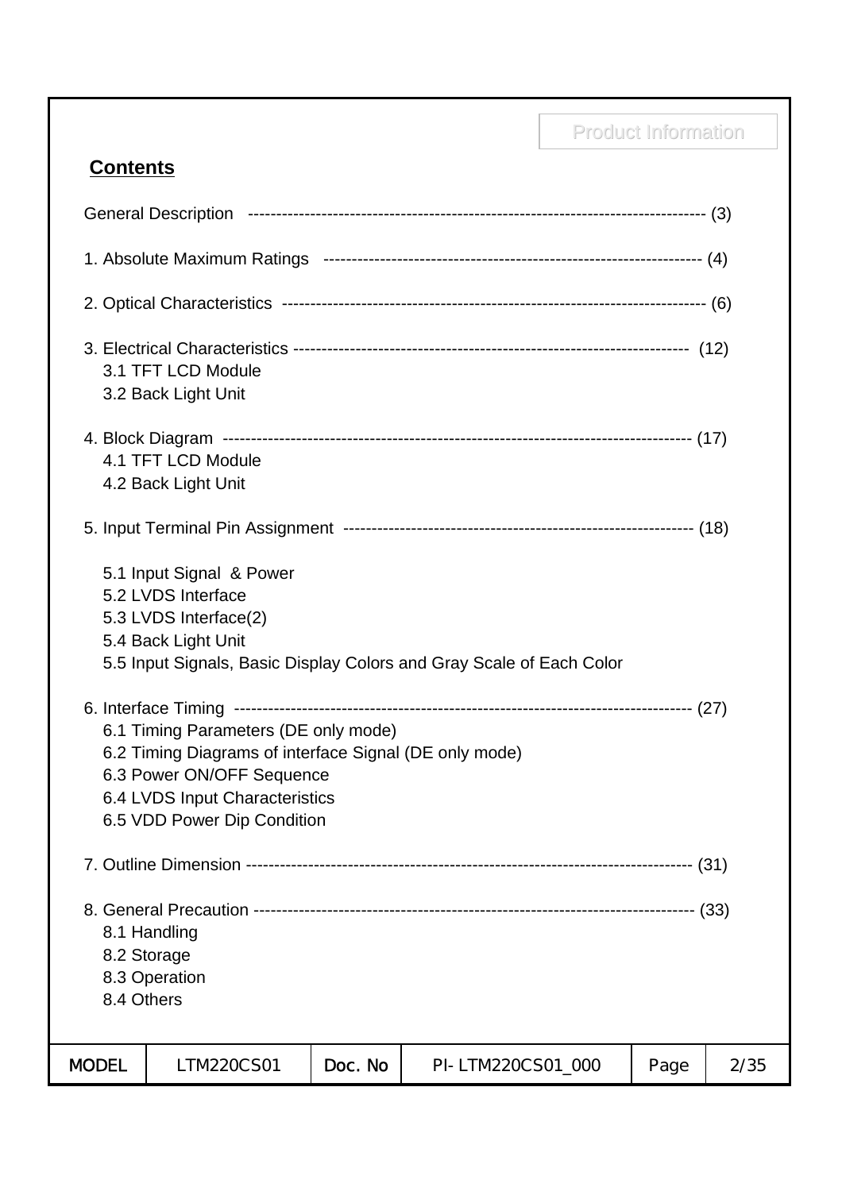## Contents

General Description ------------------------------------------------------------------------------- (3)

1. Absolute Maximum Ratings ----------------------------------------------------------------- (4)

2. Optical Characteristics ------------------------------------------------------------------------ (6)

3. Electrical Characteristics ------------------------------------------------------------------ (12)
   - 3.1 TFT LCD Module
   - 3.2 Back Light Unit

4. Block Diagram ------------------------------------------------------------------------------- (17)
   - 4.1 TFT LCD Module
   - 4.2 Back Light Unit

5. Input Terminal Pin Assignment ------------------------------------------------------------ (18)
   - 5.1 Input Signal & Power
   - 5.2 LVDS Interface
   - 5.3 LVDS Interface(2)
   - 5.4 Back Light Unit
   - 5.5 Input Signals, Basic Display Colors and Gray Scale of Each Color

6. Interface Timing ----------------------------------------------------------------------------- (27)
   - 6.1 Timing Parameters (DE only mode)
   - 6.2 Timing Diagrams of interface Signal (DE only mode)
   - 6.3 Power ON/OFF Sequence
   - 6.4 LVDS Input Characteristics
   - 6.5 VDD Power Dip Condition

7. Outline Dimension --------------------------------------------------------------------------- (31)

8. General Precaution -------------------------------------------------------------------------- (33)
   - 8.1 Handling
   - 8.2 Storage
   - 8.3 Operation
   - 8.4 Others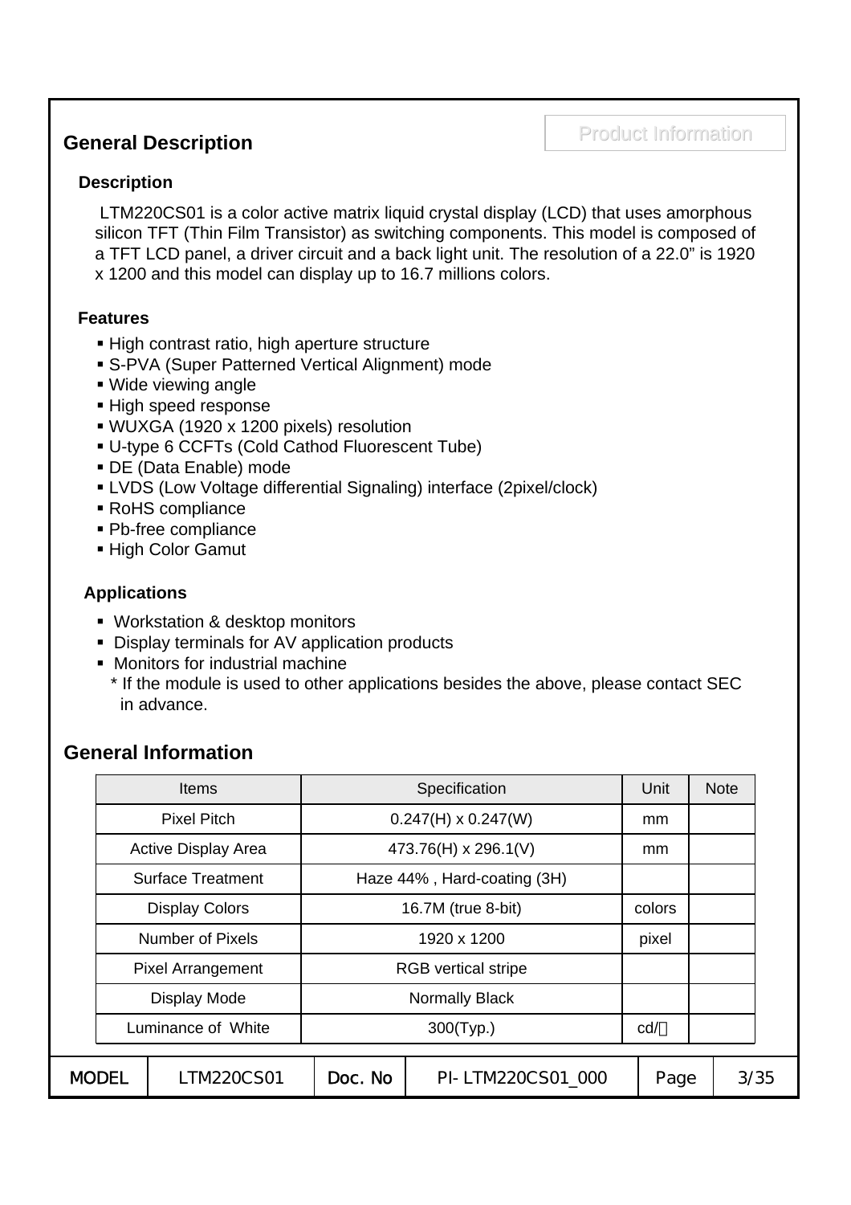## General Description

### Description

LTM220CS01 is a color active matrix liquid crystal display (LCD) that uses amorphous silicon TFT (Thin Film Transistor) as switching components. This model is composed of a TFT LCD panel, a driver circuit and a back light unit. The resolution of a 22.0" is 1920 x 1200 and this model can display up to 16.7 millions colors.

### Features

- High contrast ratio, high aperture structure
- S-PVA (Super Patterned Vertical Alignment) mode
- Wide viewing angle
- High speed response
- WUXGA (1920 x 1200 pixels) resolution
- U-type 6 CCFTs (Cold Cathod Fluorescent Tube)
- DE (Data Enable) mode
- LVDS (Low Voltage differential Signaling) interface (2pixel/clock)
- RoHS compliance
- Pb-free compliance
- High Color Gamut

### Applications

- Workstation & desktop monitors
- Display terminals for AV application products
- Monitors for industrial machine

\* If the module is used to other applications besides the above, please contact SEC in advance.

## General Information

| Items | Specification | Unit | Note |
|---|---|---|---|
| Pixel Pitch | 0.247(H) x 0.247(W) | mm | |
| Active Display Area | 473.76(H) x 296.1(V) | mm | |
| Surface Treatment | Haze 44% , Hard-coating (3H) | | |
| Display Colors | 16.7M (true 8-bit) | colors | |
| Number of Pixels | 1920 x 1200 | pixel | |
| Pixel Arrangement | RGB vertical stripe | | |
| Display Mode | Normally Black | | |
| Luminance of White | 300(Typ.) | cd/㎡ | |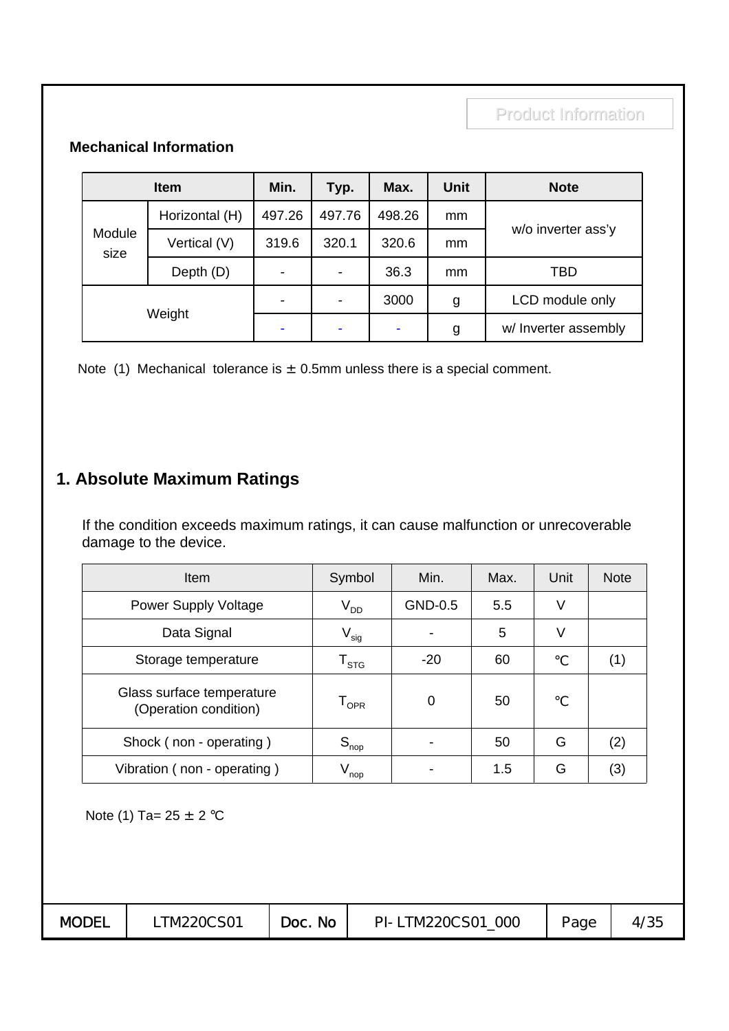Product Information

**Mechanical Information**

| Item | | Min. | Typ. | Max. | Unit | Note |
|---|---|---|---|---|---|---|
| Module size | Horizontal (H) | 497.26 | 497.76 | 498.26 | mm | w/o inverter ass'y |
| | Vertical (V) | 319.6 | 320.1 | 320.6 | mm | |
| | Depth (D) | - | - | 36.3 | mm | TBD |
| Weight | | - | - | 3000 | g | LCD module only |
| | | - | - | - | g | w/ Inverter assembly |

Note (1) Mechanical tolerance is ± 0.5mm unless there is a special comment.

## 1. Absolute Maximum Ratings

If the condition exceeds maximum ratings, it can cause malfunction or unrecoverable damage to the device.

| Item | Symbol | Min. | Max. | Unit | Note |
|---|---|---|---|---|---|
| Power Supply Voltage | $V_{DD}$ | GND-0.5 | 5.5 | V | |
| Data Signal | $V_{sig}$ | - | 5 | V | |
| Storage temperature | $T_{STG}$ | -20 | 60 | ℃ | (1) |
| Glass surface temperature (Operation condition) | $T_{OPR}$ | 0 | 50 | ℃ | |
| Shock ( non - operating ) | $S_{nop}$ | - | 50 | G | (2) |
| Vibration ( non - operating ) | $V_{nop}$ | - | 1.5 | G | (3) |

Note (1) Ta= 25 ± 2 ℃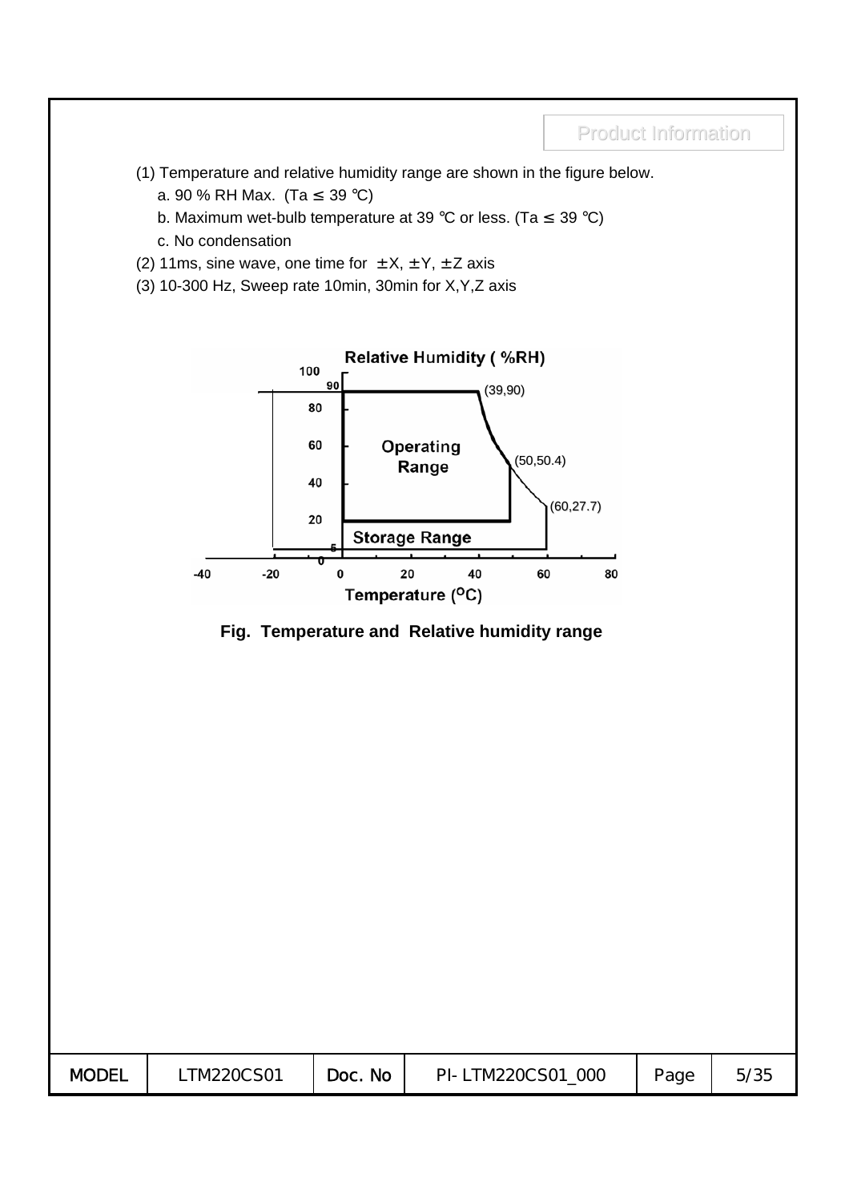(1) Temperature and relative humidity range are shown in the figure below.

a. 90 % RH Max. (Ta ≤ 39 ℃)

b. Maximum wet-bulb temperature at 39 ℃ or less. (Ta ≤ 39 ℃)

c. No condensation

(2) 11ms, sine wave, one time for ±X, ±Y, ±Z axis

(3) 10-300 Hz, Sweep rate 10min, 30min for X,Y,Z axis

**Fig. Temperature and Relative humidity range**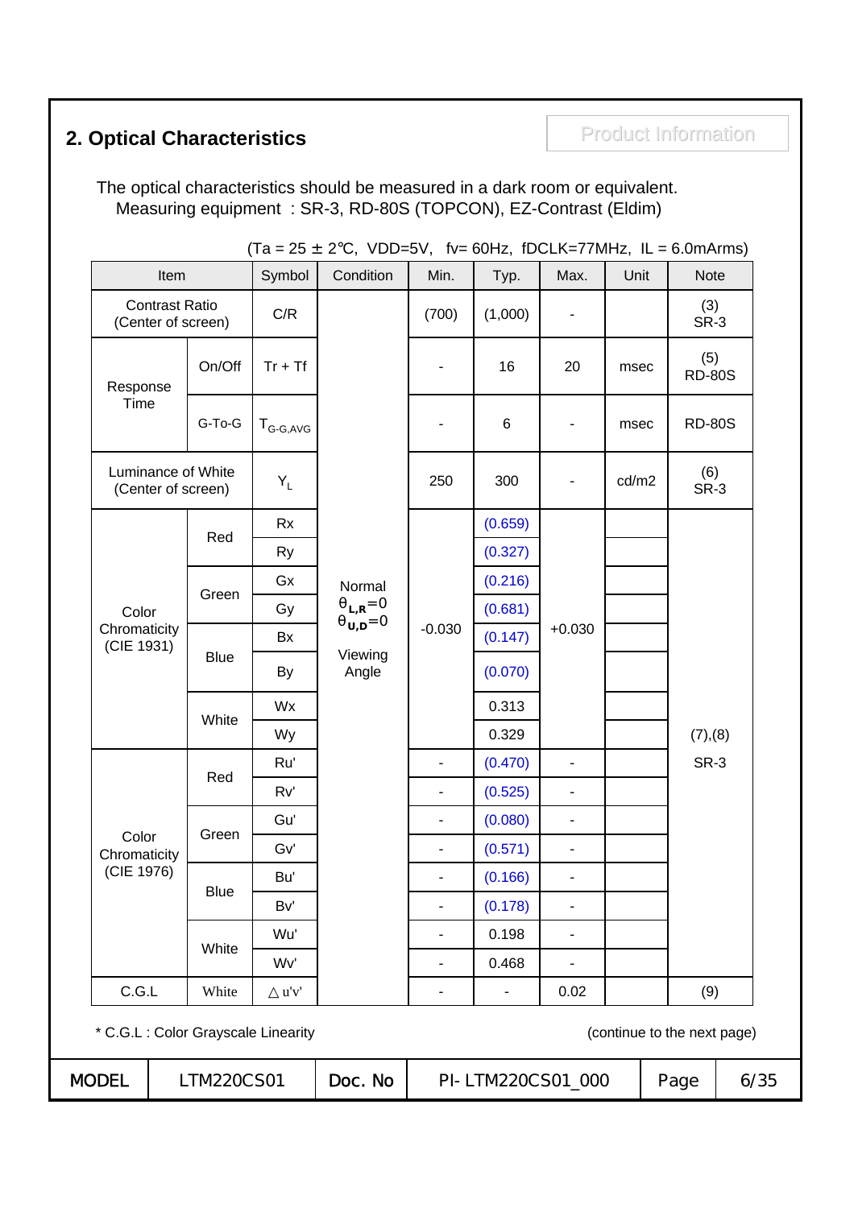## 2. Optical Characteristics

Product Information

The optical characteristics should be measured in a dark room or equivalent.
Measuring equipment : SR-3, RD-80S (TOPCON), EZ-Contrast (Eldim)

(Ta = 25 ± 2℃, VDD=5V, fv= 60Hz, fDCLK=77MHz, IL = 6.0mArms)

| Item | | Symbol | Condition | Min. | Typ. | Max. | Unit | Note |
|---|---|---|---|---|---|---|---|---|
| Contrast Ratio (Center of screen) | | C/R | Normal $\theta_{L,R}=0$ $\theta_{U,D}=0$ Viewing Angle | (700) | (1,000) | - | | (3) SR-3 |
| Response Time | On/Off | Tr + Tf | | - | 16 | 20 | msec | (5) RD-80S |
| | G-To-G | $T_{G\text{-}G,AVG}$ | | - | 6 | - | msec | RD-80S |
| Luminance of White (Center of screen) | | $Y_L$ | | 250 | 300 | - | cd/m2 | (6) SR-3 |
| Color Chromaticity (CIE 1931) | Red | Rx | | -0.030 | (0.659) | +0.030 | | (7),(8) SR-3 |
| | | Ry | | | (0.327) | | | |
| | Green | Gx | | | (0.216) | | | |
| | | Gy | | | (0.681) | | | |
| | Blue | Bx | | | (0.147) | | | |
| | | By | | | (0.070) | | | |
| | White | Wx | | | 0.313 | | | |
| | | Wy | | | 0.329 | | | |
| Color Chromaticity (CIE 1976) | Red | Ru' | | - | (0.470) | - | | |
| | | Rv' | | - | (0.525) | - | | |
| | Green | Gu' | | - | (0.080) | - | | |
| | | Gv' | | - | (0.571) | - | | |
| | Blue | Bu' | | - | (0.166) | - | | |
| | | Bv' | | - | (0.178) | - | | |
| | White | Wu' | | - | 0.198 | - | | |
| | | Wv' | | - | 0.468 | - | | |
| C.G.L | White | △u'v' | | - | - | 0.02 | | (9) |

\* C.G.L : Color Grayscale Linearity

(continue to the next page)

| MODEL | LTM220CS01 | Doc. No | PI- LTM220CS01_000 |
|---|---|---|---|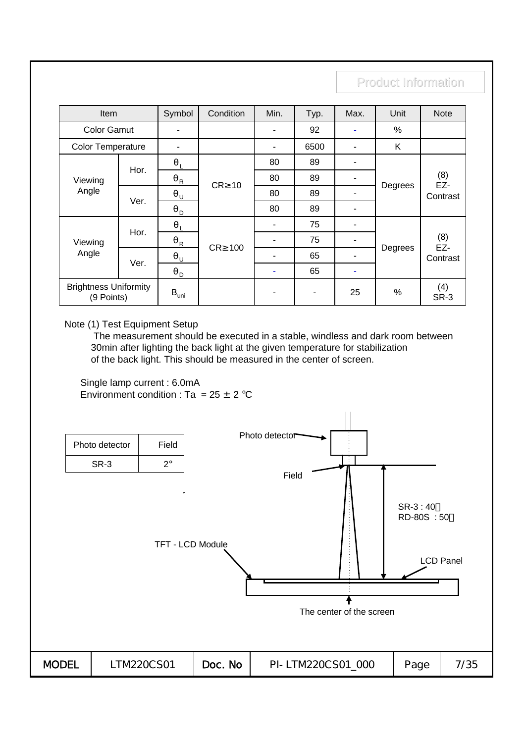Product Information

| Item | | Symbol | Condition | Min. | Typ. | Max. | Unit | Note |
|---|---|---|---|---|---|---|---|---|
| Color Gamut | | - | | - | 92 | - | % | |
| Color Temperature | | - | | - | 6500 | - | K | |
| Viewing Angle | Hor. | $\theta_L$ | CR≥10 | 80 | 89 | - | Degrees | (8) EZ-Contrast |
| | | $\theta_R$ | | 80 | 89 | - | | |
| | Ver. | $\theta_U$ | | 80 | 89 | - | | |
| | | $\theta_D$ | | 80 | 89 | - | | |
| Viewing Angle | Hor. | $\theta_L$ | CR≥100 | - | 75 | - | Degrees | (8) EZ-Contrast |
| | | $\theta_R$ | | - | 75 | - | | |
| | Ver. | $\theta_U$ | | - | 65 | - | | |
| | | $\theta_D$ | | - | 65 | - | | |
| Brightness Uniformity (9 Points) | | $B_{uni}$ | | - | - | 25 | % | (4) SR-3 |

Note (1) Test Equipment Setup

The measurement should be executed in a stable, windless and dark room between 30min after lighting the back light at the given temperature for stabilization of the back light. This should be measured in the center of screen.

Single lamp current : 6.0mA

Environment condition : Ta = 25 ± 2 ℃

| Photo detector | Field |
|---|---|
| SR-3 | 2° |

Photo detector

Field

SR-3 : 40㎝

RD-80S : 50㎝

TFT - LCD Module

LCD Panel

The center of the screen

| MODEL | LTM220CS01 | Doc. No | PI- LTM220CS01_000 |
|---|---|---|---|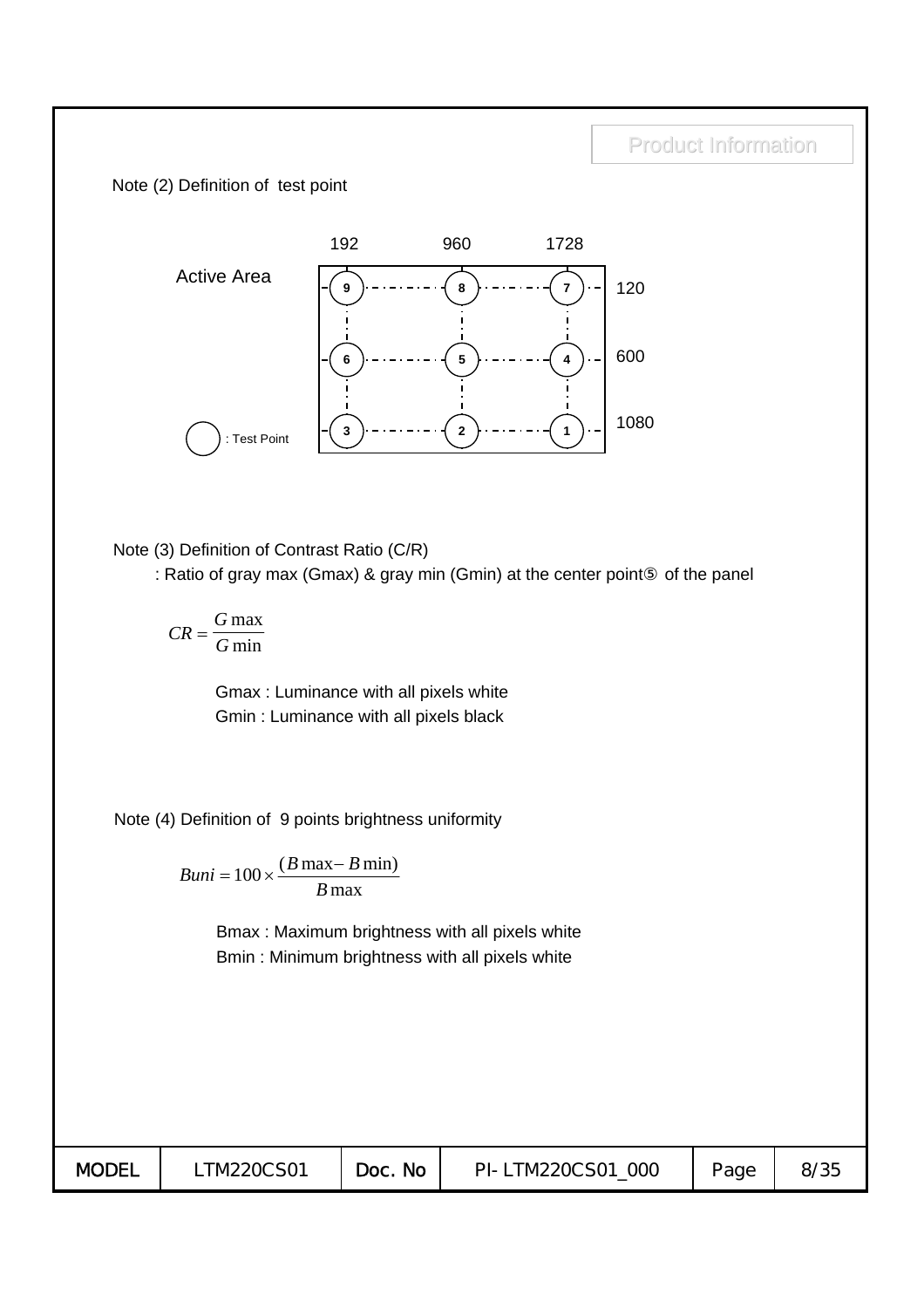Note (2) Definition of test point

Active Area

|  | 192 | 960 | 1728 |
|---|---|---|---|
| 120 | 9 | 8 | 7 |
| 600 | 6 | 5 | 4 |
| 1080 | 3 | 2 | 1 |

○ : Test Point

Note (3) Definition of Contrast Ratio (C/R)

: Ratio of gray max (Gmax) & gray min (Gmin) at the center point⑤ of the panel

$$CR = \frac{G\max}{G\min}$$

Gmax : Luminance with all pixels white

Gmin : Luminance with all pixels black

Note (4) Definition of 9 points brightness uniformity

$$Buni = 100 \times \frac{(B\max - B\min)}{B\max}$$

Bmax : Maximum brightness with all pixels white

Bmin : Minimum brightness with all pixels white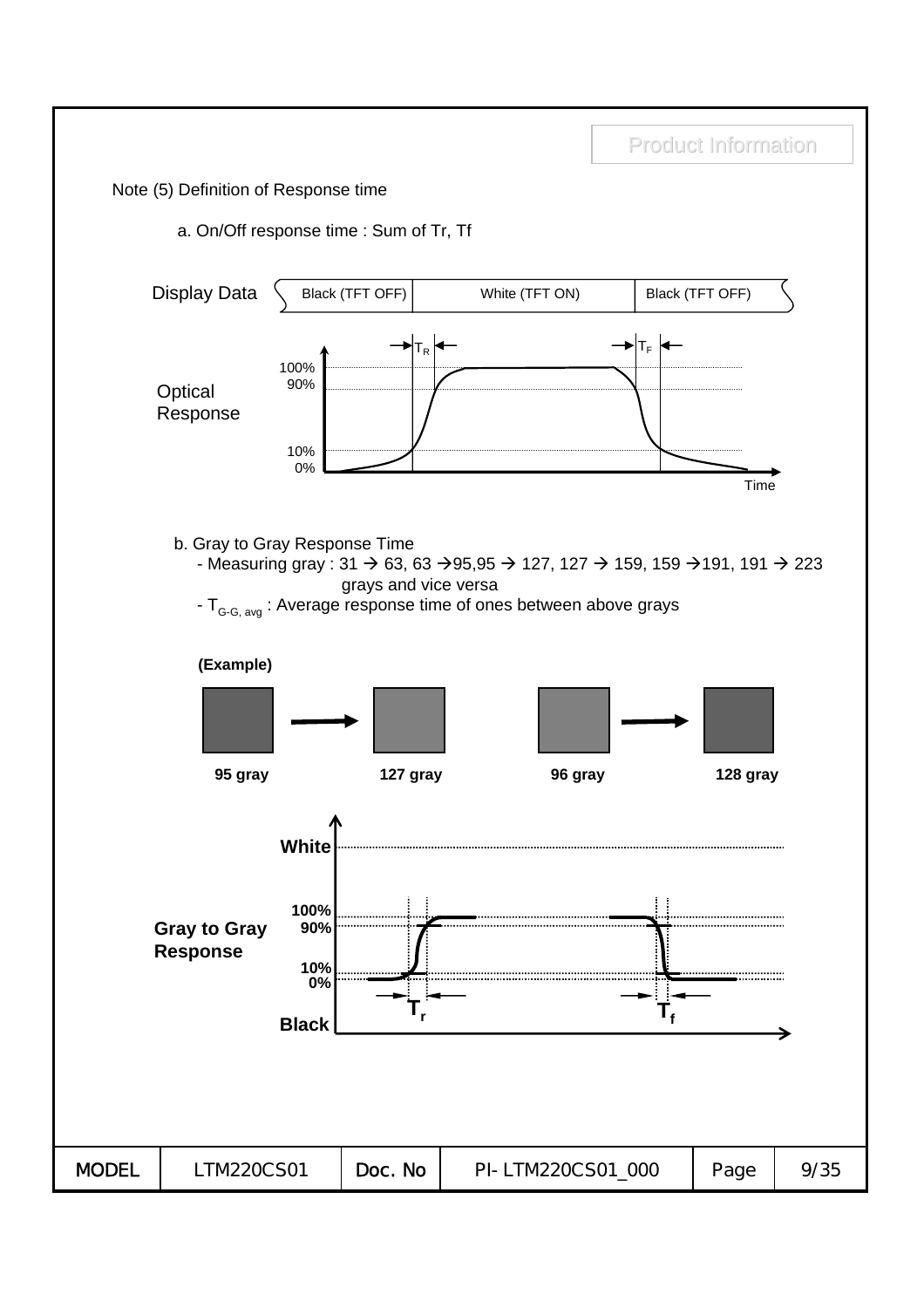Note (5) Definition of Response time

a. On/Off response time : Sum of Tr, Tf

| Display Data | Black (TFT OFF) | White (TFT ON) | Black (TFT OFF) |
|---|---|---|---|

Optical Response

100%
90%
10%
0%

$T_R$ $T_F$

Time

b. Gray to Gray Response Time

- Measuring gray : 31 → 63, 63 →95,95 → 127, 127 → 159, 159 →191, 191 → 223 grays and vice versa
- $T_{G\text{-}G,\ avg}$ : Average response time of ones between above grays

**(Example)**

**95 gray** → **127 gray**

**96 gray** → **128 gray**

**White**

**Gray to Gray Response**

**100%**
**90%**
**10%**
**0%**

**Black**

$T_r$ $T_f$

| MODEL | LTM220CS01 | Doc. No | PI- LTM220CS01_000 |
|---|---|---|---|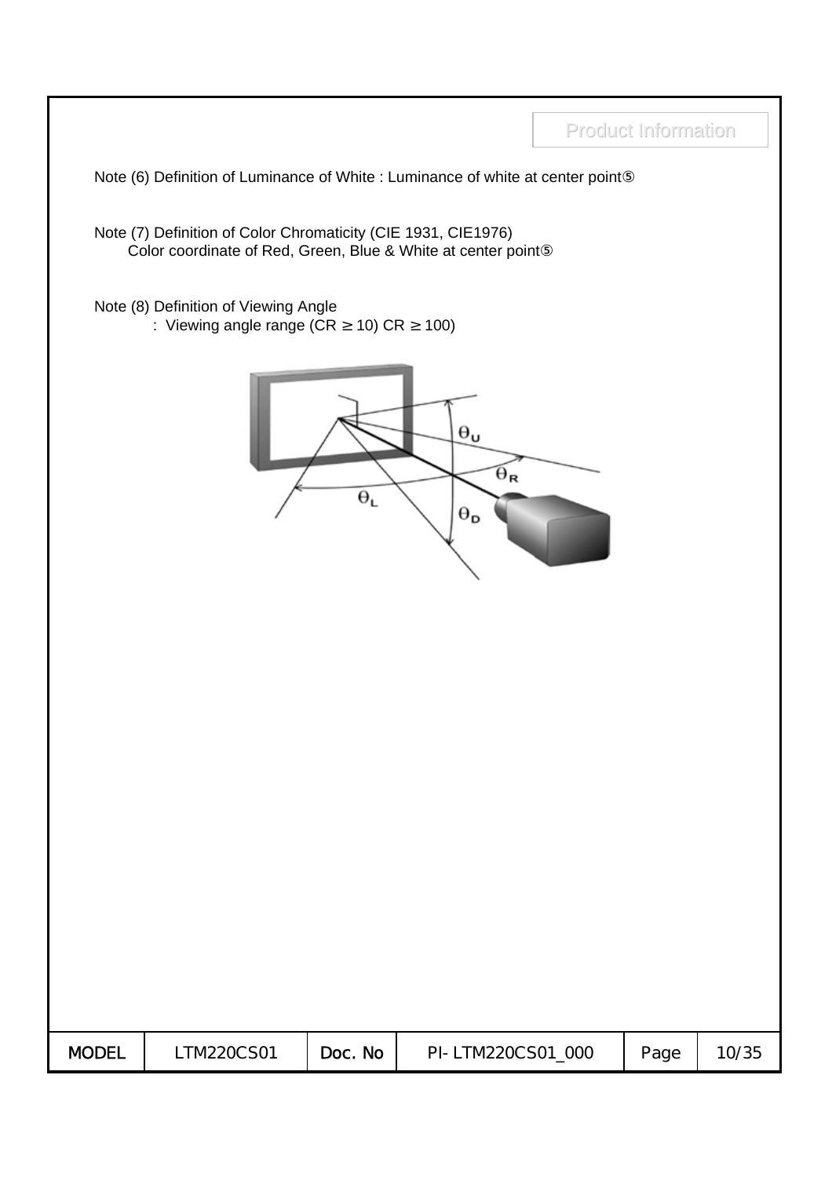Product Information

Note (6) Definition of Luminance of White : Luminance of white at center point⑤

Note (7) Definition of Color Chromaticity (CIE 1931, CIE1976)
Color coordinate of Red, Green, Blue & White at center point⑤

Note (8) Definition of Viewing Angle
: Viewing angle range (CR ≥ 10) CR ≥ 100)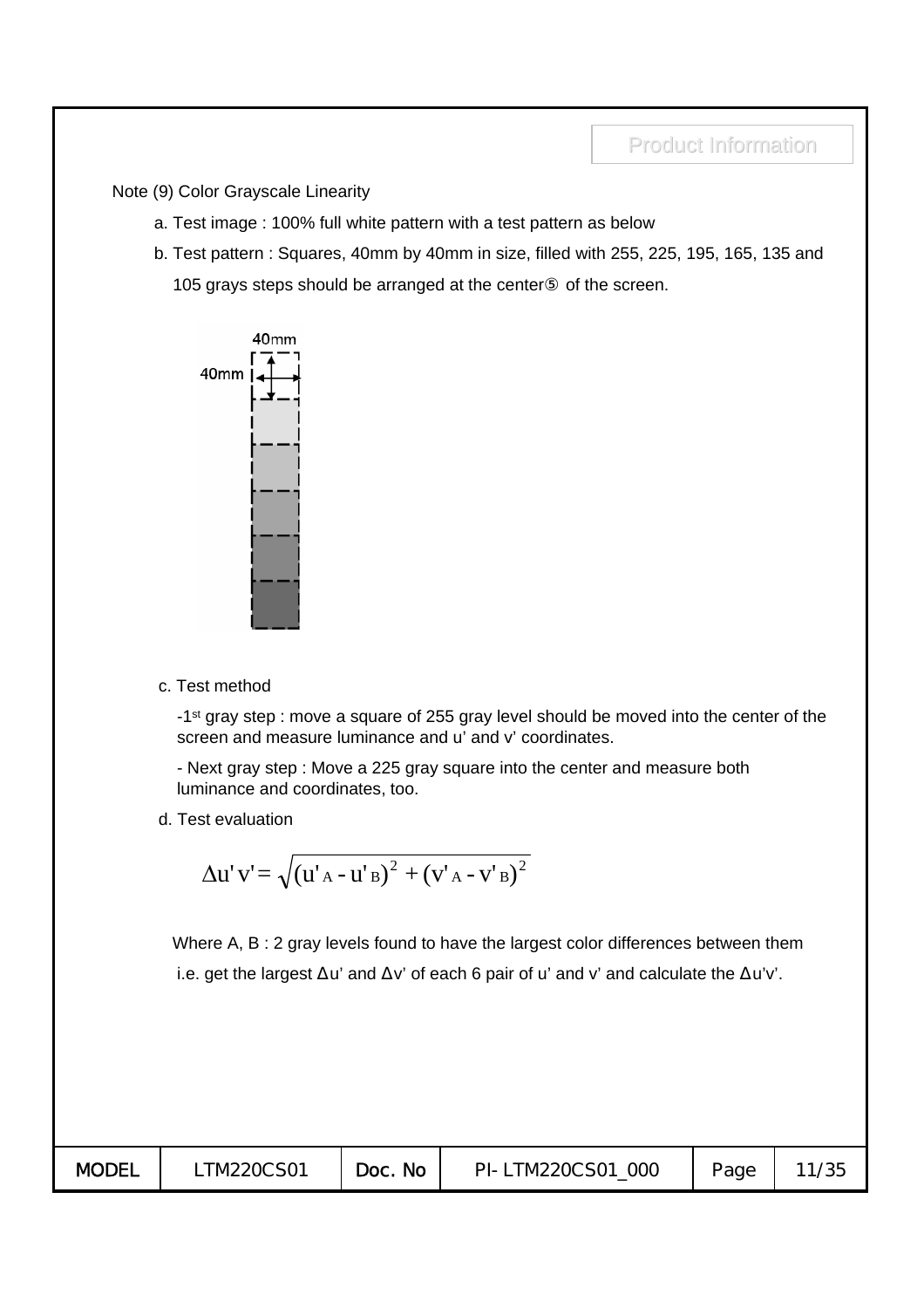Note (9) Color Grayscale Linearity

a. Test image : 100% full white pattern with a test pattern as below

b. Test pattern : Squares, 40mm by 40mm in size, filled with 255, 225, 195, 165, 135 and 105 grays steps should be arranged at the center⑤ of the screen.

40mm

40mm

c. Test method

-1st gray step : move a square of 255 gray level should be moved into the center of the screen and measure luminance and u' and v' coordinates.

- Next gray step : Move a 225 gray square into the center and measure both luminance and coordinates, too.

d. Test evaluation

$$\Delta u'v' = \sqrt{(u'_A - u'_B)^2 + (v'_A - v'_B)^2}$$

Where A, B : 2 gray levels found to have the largest color differences between them

i.e. get the largest Δu' and Δv' of each 6 pair of u' and v' and calculate the Δu'v'.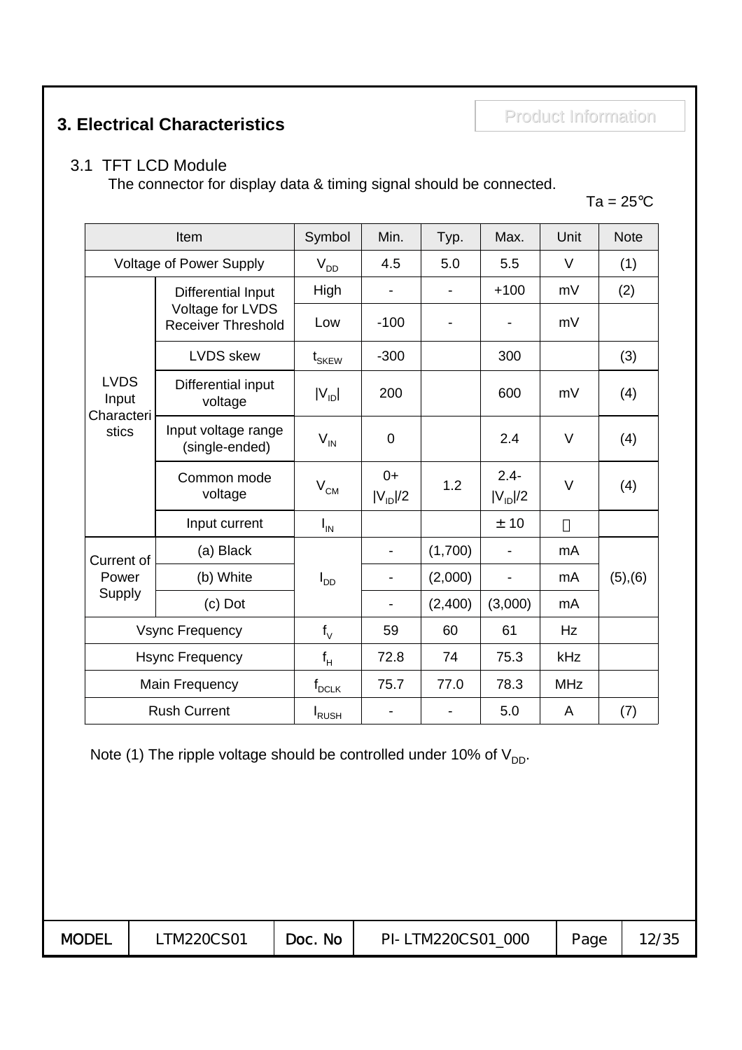# 3. Electrical Characteristics

Product Information

## 3.1 TFT LCD Module

The connector for display data & timing signal should be connected.

Ta = 25℃

| Item | | Symbol | Min. | Typ. | Max. | Unit | Note |
|---|---|---|---|---|---|---|---|
| Voltage of Power Supply | | $V_{DD}$ | 4.5 | 5.0 | 5.5 | V | (1) |
| LVDS Input Characteristics | Differential Input Voltage for LVDS Receiver Threshold | High | - | - | +100 | mV | (2) |
| | | Low | -100 | - | - | mV | |
| | LVDS skew | $t_{SKEW}$ | -300 | | 300 | | (3) |
| | Differential input voltage | $\|V_{ID}\|$ | 200 | | 600 | mV | (4) |
| | Input voltage range (single-ended) | $V_{IN}$ | 0 | | 2.4 | V | (4) |
| | Common mode voltage | $V_{CM}$ | $0+\|V_{ID}\|/2$ | 1.2 | $2.4-\|V_{ID}\|/2$ | V | (4) |
| | Input current | $I_{IN}$ | | | ± 10 | ㎂ | |
| Current of Power Supply | (a) Black | $I_{DD}$ | - | (1,700) | - | mA | (5),(6) |
| | (b) White | | - | (2,000) | - | mA | |
| | (c) Dot | | - | (2,400) | (3,000) | mA | |
| Vsync Frequency | | $f_V$ | 59 | 60 | 61 | Hz | |
| Hsync Frequency | | $f_H$ | 72.8 | 74 | 75.3 | kHz | |
| Main Frequency | | $f_{DCLK}$ | 75.7 | 77.0 | 78.3 | MHz | |
| Rush Current | | $I_{RUSH}$ | - | - | 5.0 | A | (7) |

Note (1) The ripple voltage should be controlled under 10% of $V_{DD}$.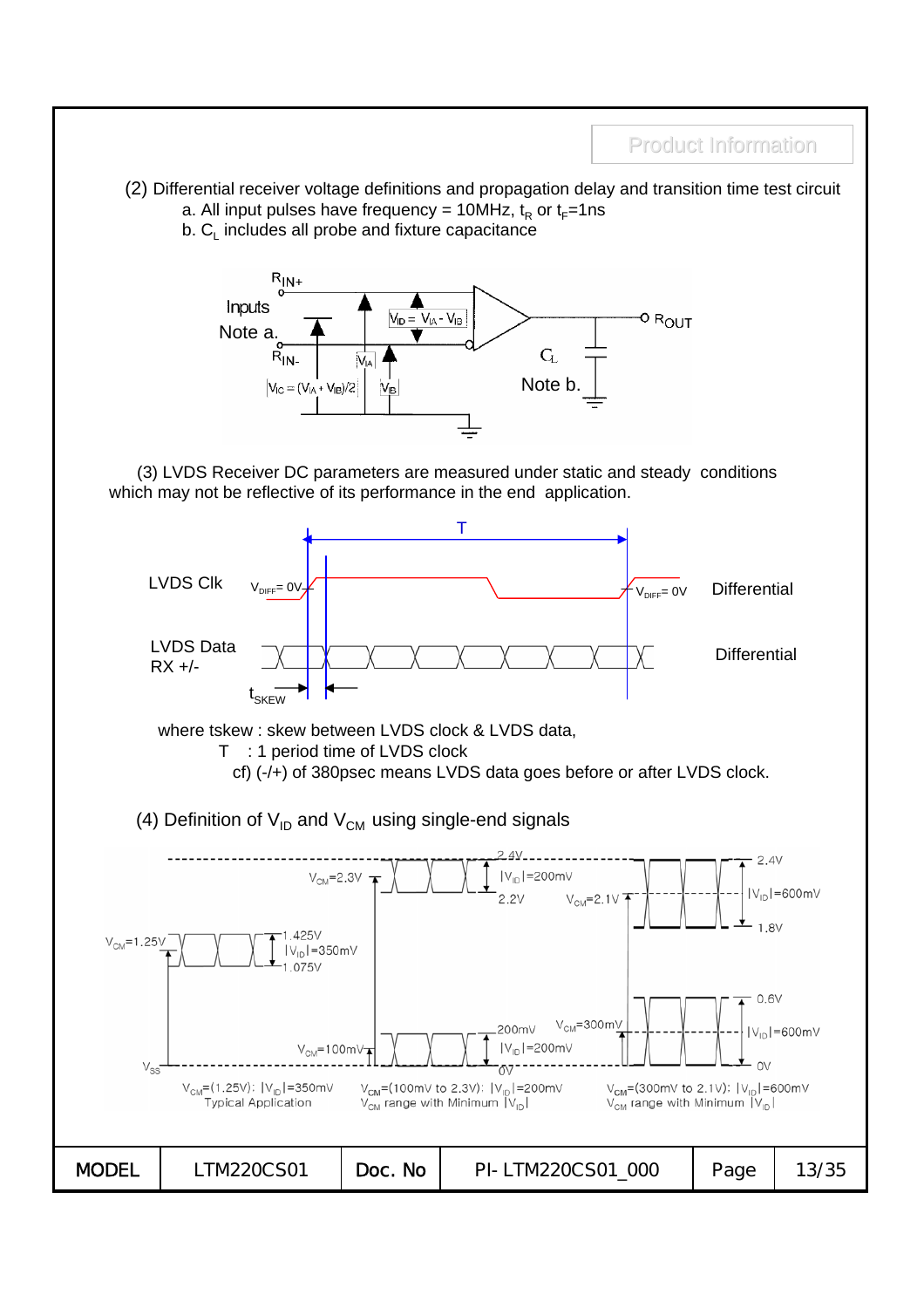(2) Differential receiver voltage definitions and propagation delay and transition time test circuit

a. All input pulses have frequency = 10MHz, $t_R$ or $t_F$=1ns

b. $C_L$ includes all probe and fixture capacitance

(3) LVDS Receiver DC parameters are measured under static and steady conditions which may not be reflective of its performance in the end application.

where tskew : skew between LVDS clock & LVDS data,

T : 1 period time of LVDS clock

cf) (-/+) of 380psec means LVDS data goes before or after LVDS clock.

(4) Definition of $V_{ID}$ and $V_{CM}$ using single-end signals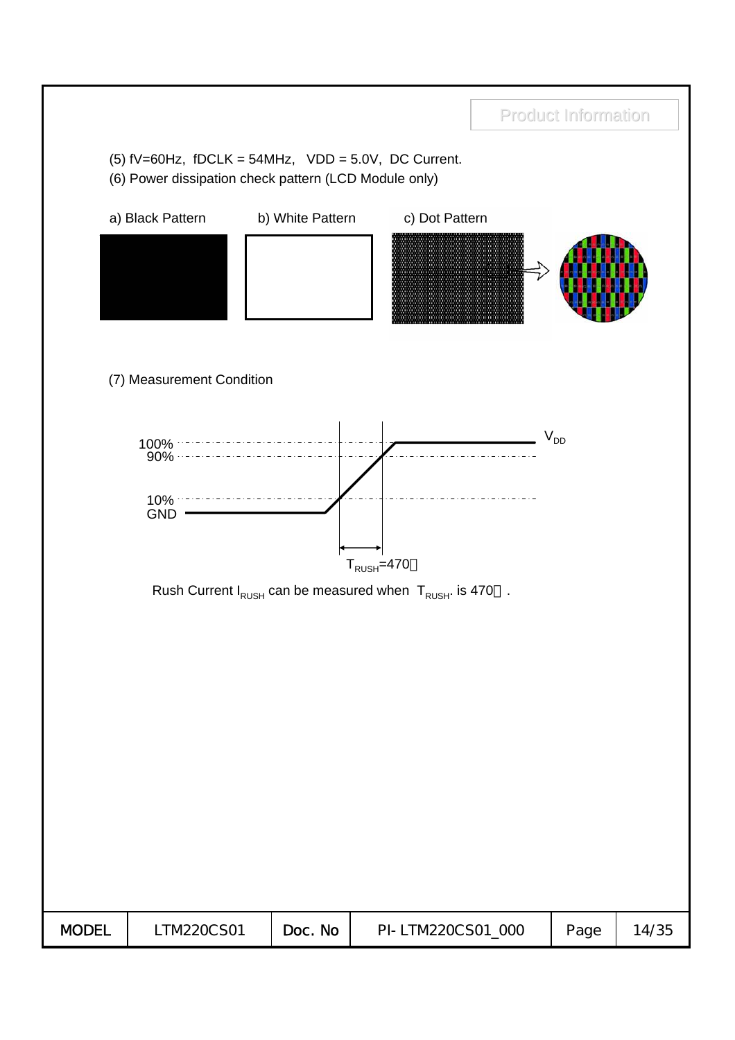(5) fV=60Hz, fDCLK = 54MHz, VDD = 5.0V, DC Current.

(6) Power dissipation check pattern (LCD Module only)

a) Black Pattern b) White Pattern c) Dot Pattern

(7) Measurement Condition

100%
90%
10%
GND
$V_{DD}$
$T_{RUSH}$=470㎲

Rush Current $I_{RUSH}$ can be measured when $T_{RUSH}$. is 470㎲ .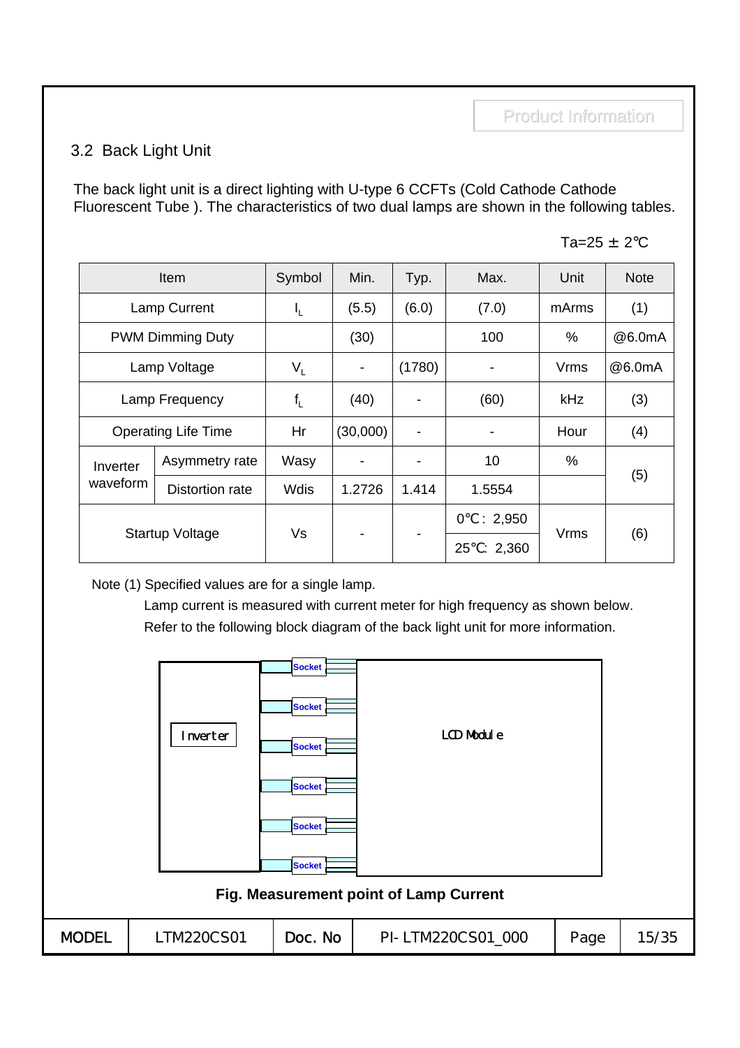Product Information

## 3.2 Back Light Unit

The back light unit is a direct lighting with U-type 6 CCFTs (Cold Cathode Cathode Fluorescent Tube ). The characteristics of two dual lamps are shown in the following tables.

Ta=25 ± 2℃

| Item | | Symbol | Min. | Typ. | Max. | Unit | Note |
|---|---|---|---|---|---|---|---|
| Lamp Current | | $I_L$ | (5.5) | (6.0) | (7.0) | mArms | (1) |
| PWM Dimming Duty | | | (30) | | 100 | % | @6.0mA |
| Lamp Voltage | | $V_L$ | - | (1780) | - | Vrms | @6.0mA |
| Lamp Frequency | | $f_L$ | (40) | - | (60) | kHz | (3) |
| Operating Life Time | | Hr | (30,000) | - | - | Hour | (4) |
| Inverter waveform | Asymmetry rate | Wasy | - | - | 10 | % | (5) |
| | Distortion rate | Wdis | 1.2726 | 1.414 | 1.5554 | | |
| Startup Voltage | | Vs | - | - | 0℃ : 2,950 | Vrms | (6) |
| | | | | | 25℃: 2,360 | | |

Note (1) Specified values are for a single lamp.

Lamp current is measured with current meter for high frequency as shown below.

Refer to the following block diagram of the back light unit for more information.

Inverter | Socket | Socket | Socket | Socket | Socket | Socket | LCD Module

**Fig. Measurement point of Lamp Current**

| MODEL | LTM220CS01 | Doc. No | PI-LTM220CS01_000 | Page | 15/35 |
|---|---|---|---|---|---|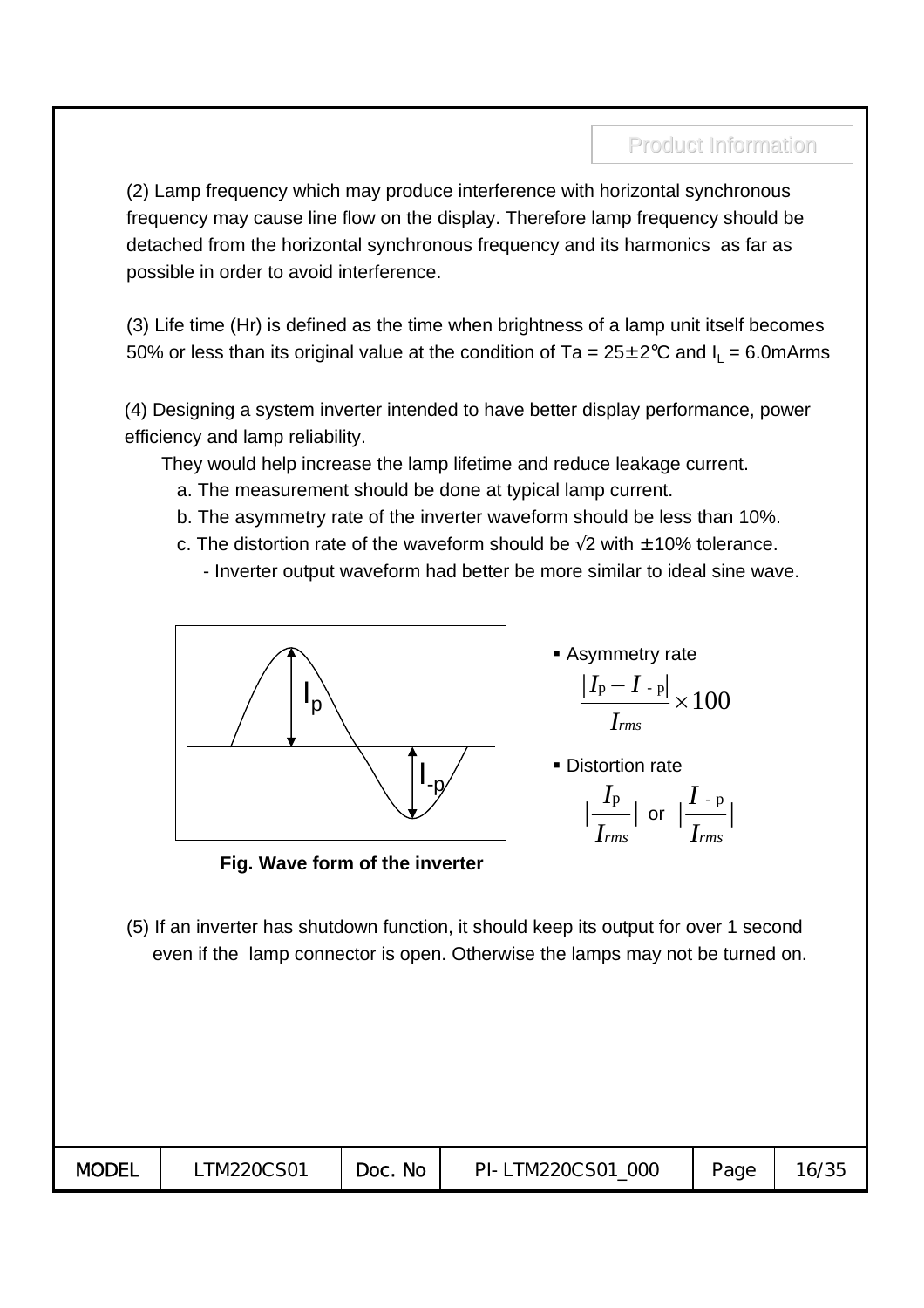(2) Lamp frequency which may produce interference with horizontal synchronous frequency may cause line flow on the display. Therefore lamp frequency should be detached from the horizontal synchronous frequency and its harmonics as far as possible in order to avoid interference.

(3) Life time (Hr) is defined as the time when brightness of a lamp unit itself becomes 50% or less than its original value at the condition of Ta = 25±2℃ and $I_L$ = 6.0mArms

(4) Designing a system inverter intended to have better display performance, power efficiency and lamp reliability.

They would help increase the lamp lifetime and reduce leakage current.

a. The measurement should be done at typical lamp current.

b. The asymmetry rate of the inverter waveform should be less than 10%.

c. The distortion rate of the waveform should be √2 with ±10% tolerance.

- Inverter output waveform had better be more similar to ideal sine wave.

Fig. Wave form of the inverter

- Asymmetry rate

$$\frac{|I_p - I_{-p}|}{I_{rms}} \times 100$$

- Distortion rate

$$\left|\frac{I_p}{I_{rms}}\right| \text{ or } \left|\frac{I_{-p}}{I_{rms}}\right|$$

(5) If an inverter has shutdown function, it should keep its output for over 1 second even if the lamp connector is open. Otherwise the lamps may not be turned on.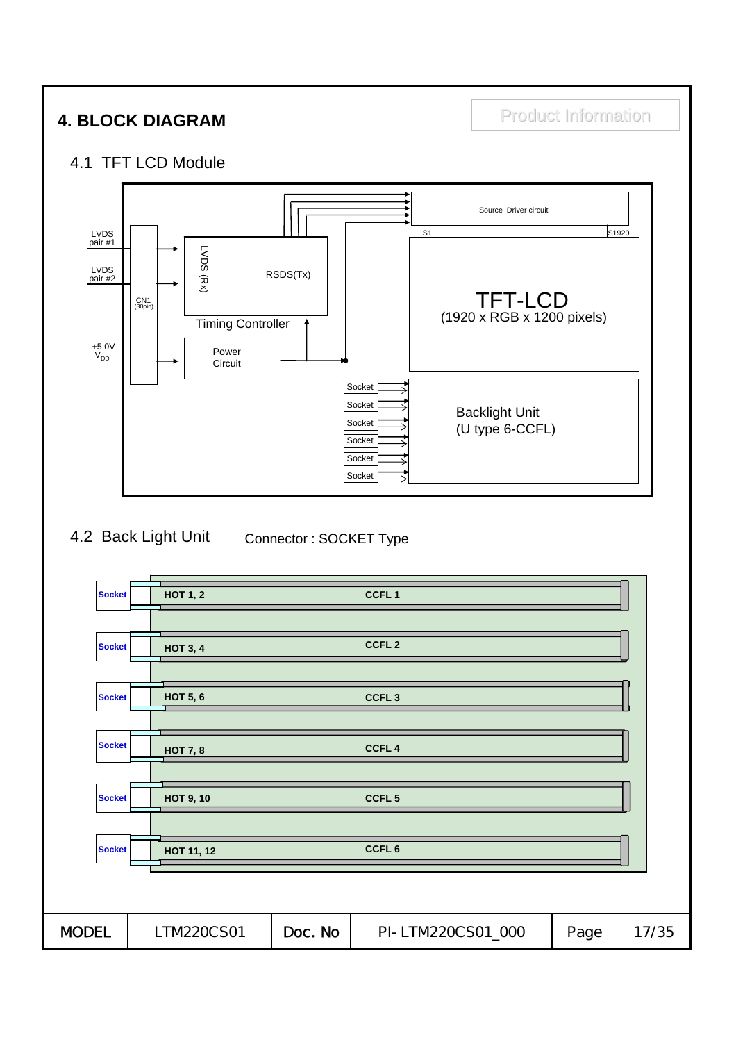# 4. BLOCK DIAGRAM

Product Information

## 4.1 TFT LCD Module

LVDS pair #1

LVDS pair #2

CN1 (30pin)

+5.0V $V_{DD}$

LVDS (Rx)

RSDS(Tx)

Timing Controller

Power Circuit

Source Driver circuit

S1

S1920

TFT-LCD
(1920 x RGB x 1200 pixels)

Socket
Socket
Socket
Socket
Socket
Socket

Backlight Unit
(U type 6-CCFL)

## 4.2 Back Light Unit

Connector : SOCKET Type

| Connector | Hot side | Lamp |
| --- | --- | --- |
| Socket | HOT 1, 2 | CCFL 1 |
| Socket | HOT 3, 4 | CCFL 2 |
| Socket | HOT 5, 6 | CCFL 3 |
| Socket | HOT 7, 8 | CCFL 4 |
| Socket | HOT 9, 10 | CCFL 5 |
| Socket | HOT 11, 12 | CCFL 6 |

| MODEL | LTM220CS01 | Doc. No | PI- LTM220CS01_000 | Page | 17/35 |
| --- | --- | --- | --- | --- | --- |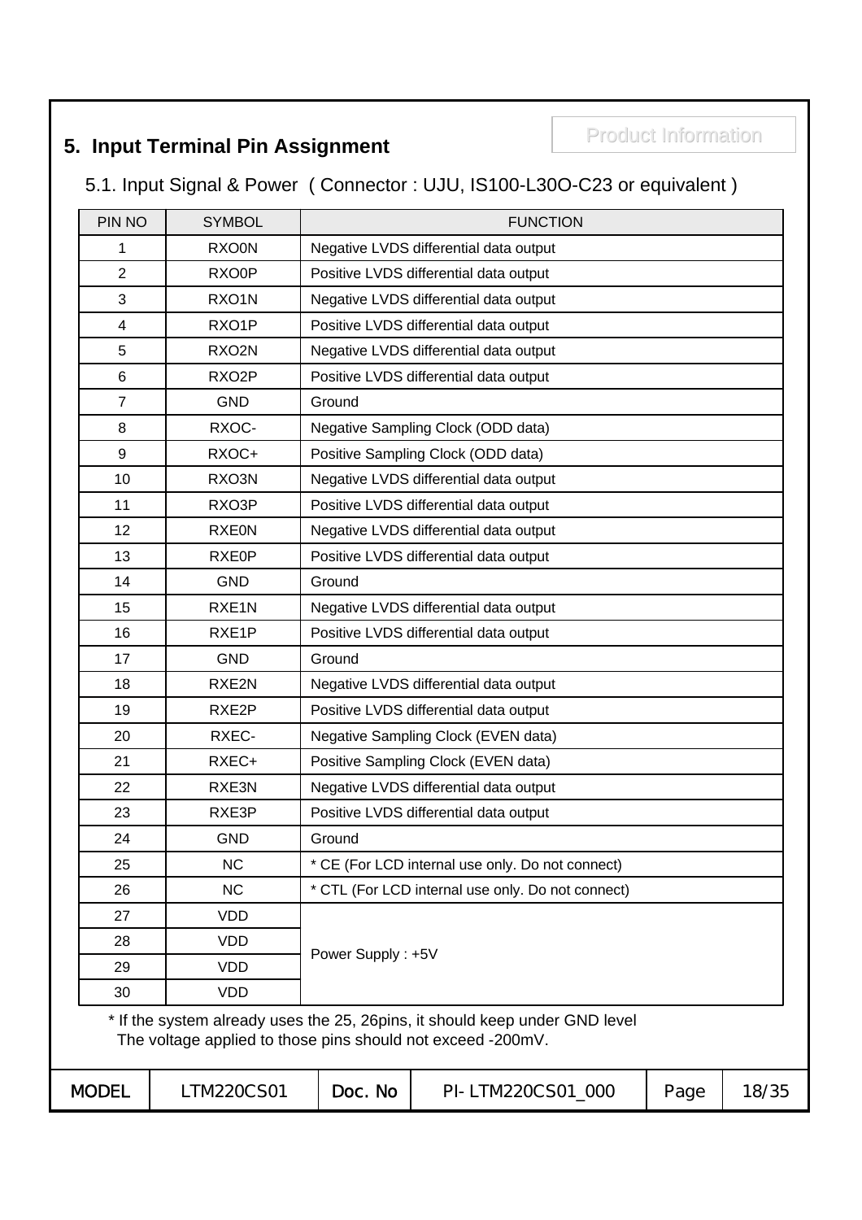## 5. Input Terminal Pin Assignment

Product Information

### 5.1. Input Signal & Power ( Connector : UJU, IS100-L30O-C23 or equivalent )

| PIN NO | SYMBOL | FUNCTION |
|---|---|---|
| 1 | RXO0N | Negative LVDS differential data output |
| 2 | RXO0P | Positive LVDS differential data output |
| 3 | RXO1N | Negative LVDS differential data output |
| 4 | RXO1P | Positive LVDS differential data output |
| 5 | RXO2N | Negative LVDS differential data output |
| 6 | RXO2P | Positive LVDS differential data output |
| 7 | GND | Ground |
| 8 | RXOC- | Negative Sampling Clock (ODD data) |
| 9 | RXOC+ | Positive Sampling Clock (ODD data) |
| 10 | RXO3N | Negative LVDS differential data output |
| 11 | RXO3P | Positive LVDS differential data output |
| 12 | RXE0N | Negative LVDS differential data output |
| 13 | RXE0P | Positive LVDS differential data output |
| 14 | GND | Ground |
| 15 | RXE1N | Negative LVDS differential data output |
| 16 | RXE1P | Positive LVDS differential data output |
| 17 | GND | Ground |
| 18 | RXE2N | Negative LVDS differential data output |
| 19 | RXE2P | Positive LVDS differential data output |
| 20 | RXEC- | Negative Sampling Clock (EVEN data) |
| 21 | RXEC+ | Positive Sampling Clock (EVEN data) |
| 22 | RXE3N | Negative LVDS differential data output |
| 23 | RXE3P | Positive LVDS differential data output |
| 24 | GND | Ground |
| 25 | NC | * CE (For LCD internal use only. Do not connect) |
| 26 | NC | * CTL (For LCD internal use only. Do not connect) |
| 27 | VDD | Power Supply : +5V |
| 28 | VDD | |
| 29 | VDD | |
| 30 | VDD | |

* If the system already uses the 25, 26pins, it should keep under GND level
  The voltage applied to those pins should not exceed -200mV.

| MODEL | LTM220CS01 | Doc. No | PI- LTM220CS01_000 |
|---|---|---|---|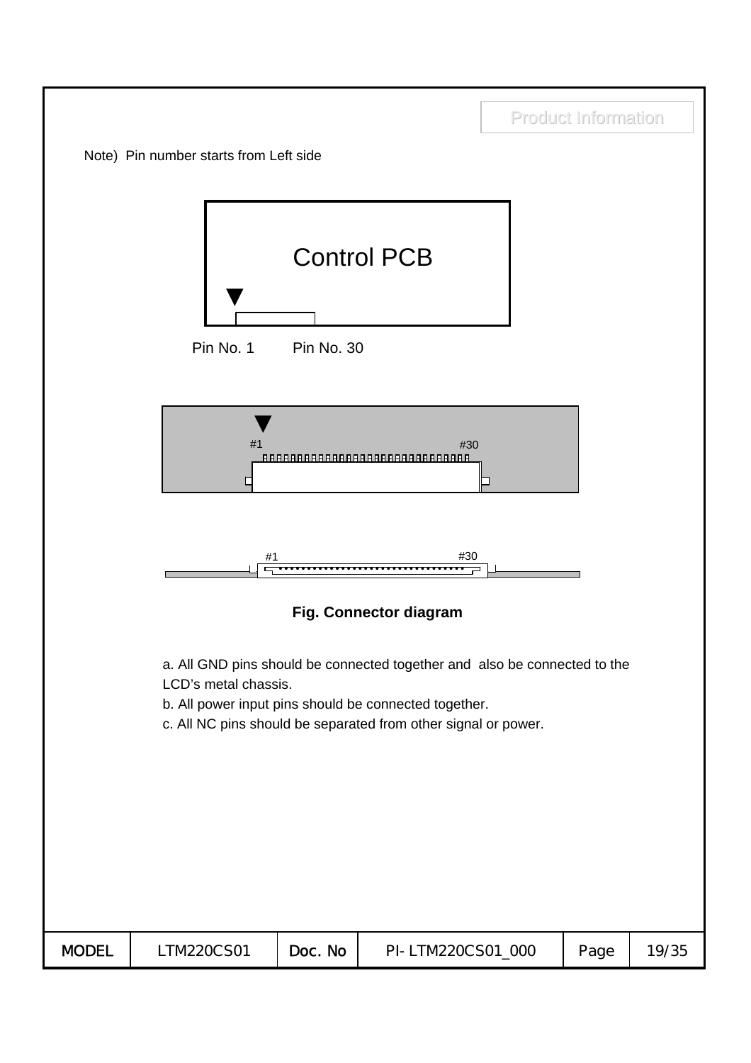Note) Pin number starts from Left side

Control PCB

Pin No. 1        Pin No. 30

#1        #30

#1        #30

**Fig. Connector diagram**

a. All GND pins should be connected together and also be connected to the LCD's metal chassis.

b. All power input pins should be connected together.

c. All NC pins should be separated from other signal or power.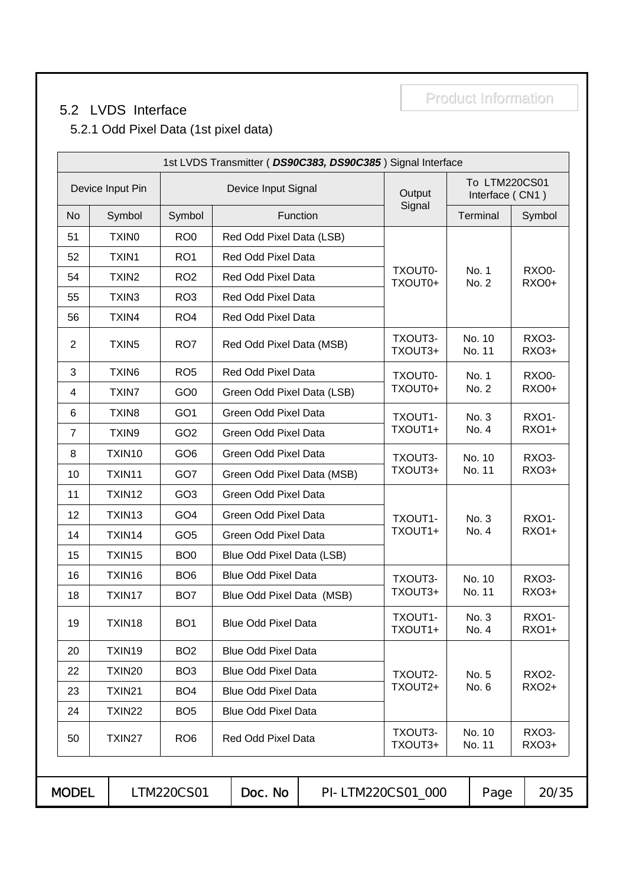## 5.2 LVDS Interface

### 5.2.1 Odd Pixel Data (1st pixel data)

| 1st LVDS Transmitter ( ***DS90C383, DS90C385*** ) Signal Interface | | | | | | |
|---|---|---|---|---|---|---|
| Device Input Pin | | Device Input Signal | | Output Signal | To LTM220CS01 Interface ( CN1 ) | |
| No | Symbol | Symbol | Function | | Terminal | Symbol |
| 51 | TXIN0 | RO0 | Red Odd Pixel Data (LSB) | TXOUT0- TXOUT0+ | No. 1 No. 2 | RXO0- RXO0+ |
| 52 | TXIN1 | RO1 | Red Odd Pixel Data | | | |
| 54 | TXIN2 | RO2 | Red Odd Pixel Data | | | |
| 55 | TXIN3 | RO3 | Red Odd Pixel Data | | | |
| 56 | TXIN4 | RO4 | Red Odd Pixel Data | | | |
| 2 | TXIN5 | RO7 | Red Odd Pixel Data (MSB) | TXOUT3- TXOUT3+ | No. 10 No. 11 | RXO3- RXO3+ |
| 3 | TXIN6 | RO5 | Red Odd Pixel Data | TXOUT0- TXOUT0+ | No. 1 No. 2 | RXO0- RXO0+ |
| 4 | TXIN7 | GO0 | Green Odd Pixel Data (LSB) | | | |
| 6 | TXIN8 | GO1 | Green Odd Pixel Data | TXOUT1- TXOUT1+ | No. 3 No. 4 | RXO1- RXO1+ |
| 7 | TXIN9 | GO2 | Green Odd Pixel Data | | | |
| 8 | TXIN10 | GO6 | Green Odd Pixel Data | TXOUT3- TXOUT3+ | No. 10 No. 11 | RXO3- RXO3+ |
| 10 | TXIN11 | GO7 | Green Odd Pixel Data (MSB) | | | |
| 11 | TXIN12 | GO3 | Green Odd Pixel Data | TXOUT1- TXOUT1+ | No. 3 No. 4 | RXO1- RXO1+ |
| 12 | TXIN13 | GO4 | Green Odd Pixel Data | | | |
| 14 | TXIN14 | GO5 | Green Odd Pixel Data | | | |
| 15 | TXIN15 | BO0 | Blue Odd Pixel Data (LSB) | | | |
| 16 | TXIN16 | BO6 | Blue Odd Pixel Data | TXOUT3- TXOUT3+ | No. 10 No. 11 | RXO3- RXO3+ |
| 18 | TXIN17 | BO7 | Blue Odd Pixel Data (MSB) | | | |
| 19 | TXIN18 | BO1 | Blue Odd Pixel Data | TXOUT1- TXOUT1+ | No. 3 No. 4 | RXO1- RXO1+ |
| 20 | TXIN19 | BO2 | Blue Odd Pixel Data | TXOUT2- TXOUT2+ | No. 5 No. 6 | RXO2- RXO2+ |
| 22 | TXIN20 | BO3 | Blue Odd Pixel Data | | | |
| 23 | TXIN21 | BO4 | Blue Odd Pixel Data | | | |
| 24 | TXIN22 | BO5 | Blue Odd Pixel Data | | | |
| 50 | TXIN27 | RO6 | Red Odd Pixel Data | TXOUT3- TXOUT3+ | No. 10 No. 11 | RXO3- RXO3+ |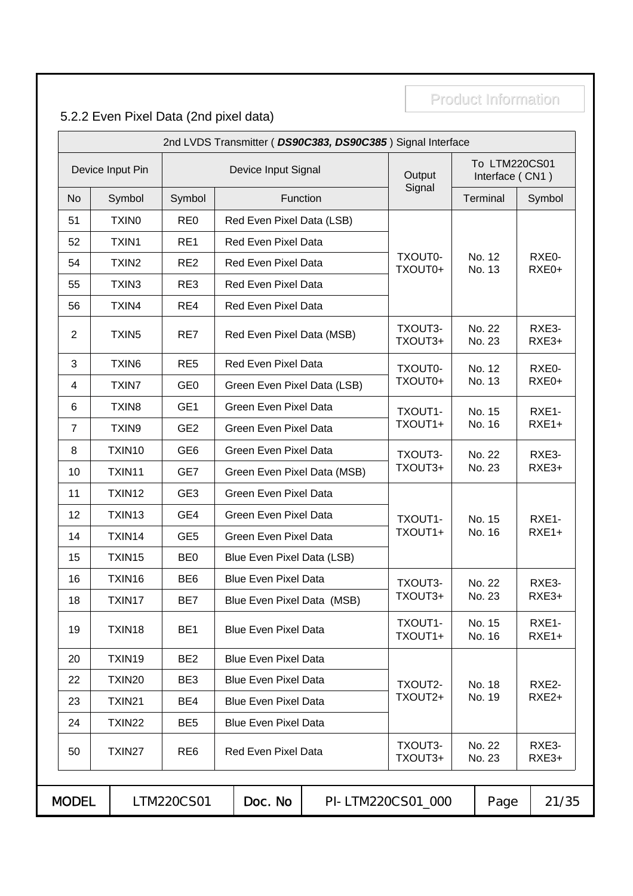Product Information

## 5.2.2 Even Pixel Data (2nd pixel data)

| 2nd LVDS Transmitter ( ***DS90C383, DS90C385*** ) Signal Interface | | | | | | |
|---|---|---|---|---|---|---|
| Device Input Pin | | Device Input Signal | | Output Signal | To LTM220CS01 Interface ( CN1 ) | |
| No | Symbol | Symbol | Function | | Terminal | Symbol |
| 51 | TXIN0 | RE0 | Red Even Pixel Data (LSB) | TXOUT0- TXOUT0+ | No. 12 No. 13 | RXE0- RXE0+ |
| 52 | TXIN1 | RE1 | Red Even Pixel Data | TXOUT0- TXOUT0+ | No. 12 No. 13 | RXE0- RXE0+ |
| 54 | TXIN2 | RE2 | Red Even Pixel Data | TXOUT0- TXOUT0+ | No. 12 No. 13 | RXE0- RXE0+ |
| 55 | TXIN3 | RE3 | Red Even Pixel Data | TXOUT0- TXOUT0+ | No. 12 No. 13 | RXE0- RXE0+ |
| 56 | TXIN4 | RE4 | Red Even Pixel Data | TXOUT0- TXOUT0+ | No. 12 No. 13 | RXE0- RXE0+ |
| 2 | TXIN5 | RE7 | Red Even Pixel Data (MSB) | TXOUT3- TXOUT3+ | No. 22 No. 23 | RXE3- RXE3+ |
| 3 | TXIN6 | RE5 | Red Even Pixel Data | TXOUT0- TXOUT0+ | No. 12 No. 13 | RXE0- RXE0+ |
| 4 | TXIN7 | GE0 | Green Even Pixel Data (LSB) | TXOUT0- TXOUT0+ | No. 12 No. 13 | RXE0- RXE0+ |
| 6 | TXIN8 | GE1 | Green Even Pixel Data | TXOUT1- TXOUT1+ | No. 15 No. 16 | RXE1- RXE1+ |
| 7 | TXIN9 | GE2 | Green Even Pixel Data | TXOUT1- TXOUT1+ | No. 15 No. 16 | RXE1- RXE1+ |
| 8 | TXIN10 | GE6 | Green Even Pixel Data | TXOUT3- TXOUT3+ | No. 22 No. 23 | RXE3- RXE3+ |
| 10 | TXIN11 | GE7 | Green Even Pixel Data (MSB) | TXOUT3- TXOUT3+ | No. 22 No. 23 | RXE3- RXE3+ |
| 11 | TXIN12 | GE3 | Green Even Pixel Data | TXOUT1- TXOUT1+ | No. 15 No. 16 | RXE1- RXE1+ |
| 12 | TXIN13 | GE4 | Green Even Pixel Data | TXOUT1- TXOUT1+ | No. 15 No. 16 | RXE1- RXE1+ |
| 14 | TXIN14 | GE5 | Green Even Pixel Data | TXOUT1- TXOUT1+ | No. 15 No. 16 | RXE1- RXE1+ |
| 15 | TXIN15 | BE0 | Blue Even Pixel Data (LSB) | TXOUT1- TXOUT1+ | No. 15 No. 16 | RXE1- RXE1+ |
| 16 | TXIN16 | BE6 | Blue Even Pixel Data | TXOUT3- TXOUT3+ | No. 22 No. 23 | RXE3- RXE3+ |
| 18 | TXIN17 | BE7 | Blue Even Pixel Data (MSB) | TXOUT3- TXOUT3+ | No. 22 No. 23 | RXE3- RXE3+ |
| 19 | TXIN18 | BE1 | Blue Even Pixel Data | TXOUT1- TXOUT1+ | No. 15 No. 16 | RXE1- RXE1+ |
| 20 | TXIN19 | BE2 | Blue Even Pixel Data | TXOUT2- TXOUT2+ | No. 18 No. 19 | RXE2- RXE2+ |
| 22 | TXIN20 | BE3 | Blue Even Pixel Data | TXOUT2- TXOUT2+ | No. 18 No. 19 | RXE2- RXE2+ |
| 23 | TXIN21 | BE4 | Blue Even Pixel Data | TXOUT2- TXOUT2+ | No. 18 No. 19 | RXE2- RXE2+ |
| 24 | TXIN22 | BE5 | Blue Even Pixel Data | TXOUT2- TXOUT2+ | No. 18 No. 19 | RXE2- RXE2+ |
| 50 | TXIN27 | RE6 | Red Even Pixel Data | TXOUT3- TXOUT3+ | No. 22 No. 23 | RXE3- RXE3+ |

| MODEL | LTM220CS01 | Doc. No | PI- LTM220CS01_000 | Page | 21/35 |
|---|---|---|---|---|---|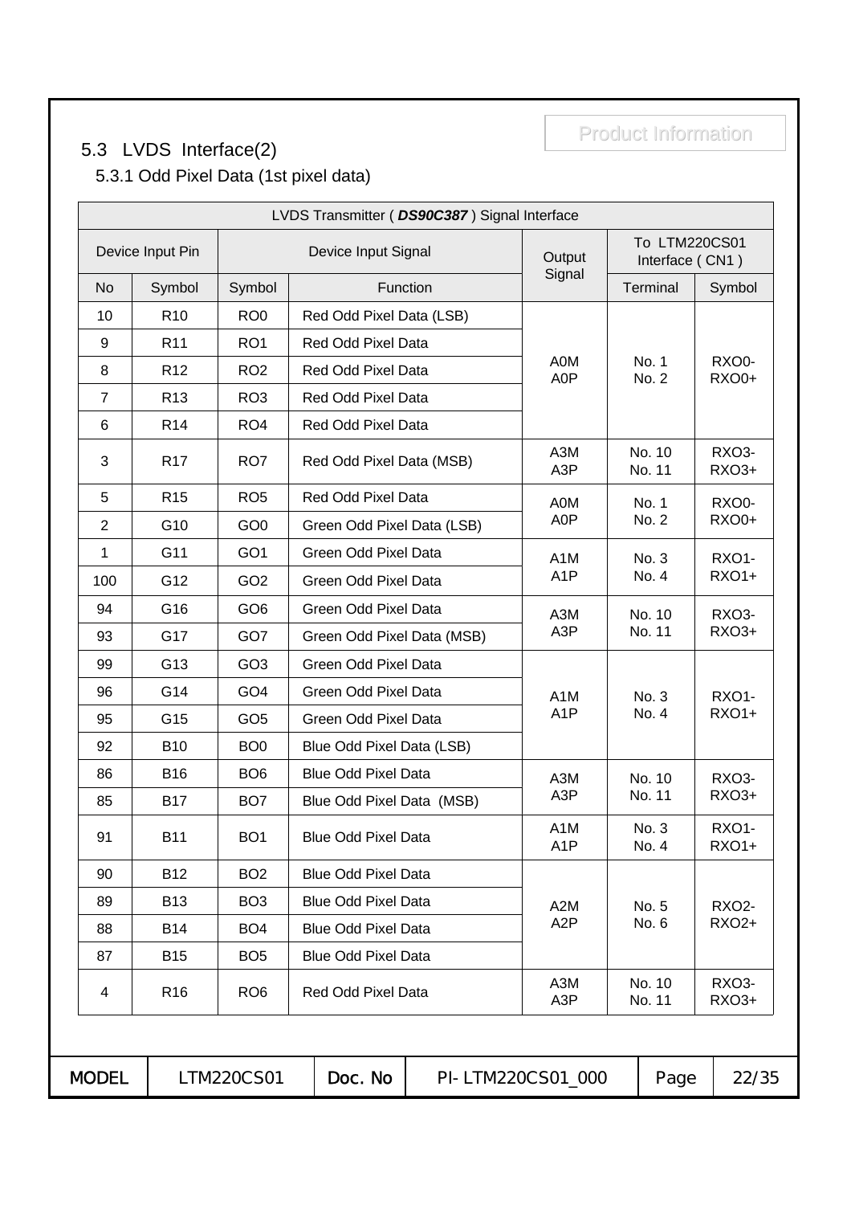## 5.3 LVDS Interface(2)

### 5.3.1 Odd Pixel Data (1st pixel data)

| LVDS Transmitter ( ***DS90C387*** ) Signal Interface | | | | | | |
|---|---|---|---|---|---|---|
| Device Input Pin | | Device Input Signal | | Output Signal | To LTM220CS01 Interface ( CN1 ) | |
| No | Symbol | Symbol | Function | | Terminal | Symbol |
| 10 | R10 | RO0 | Red Odd Pixel Data (LSB) | A0M A0P | No. 1 No. 2 | RXO0- RXO0+ |
| 9 | R11 | RO1 | Red Odd Pixel Data | | | |
| 8 | R12 | RO2 | Red Odd Pixel Data | | | |
| 7 | R13 | RO3 | Red Odd Pixel Data | | | |
| 6 | R14 | RO4 | Red Odd Pixel Data | | | |
| 3 | R17 | RO7 | Red Odd Pixel Data (MSB) | A3M A3P | No. 10 No. 11 | RXO3- RXO3+ |
| 5 | R15 | RO5 | Red Odd Pixel Data | A0M A0P | No. 1 No. 2 | RXO0- RXO0+ |
| 2 | G10 | GO0 | Green Odd Pixel Data (LSB) | | | |
| 1 | G11 | GO1 | Green Odd Pixel Data | A1M A1P | No. 3 No. 4 | RXO1- RXO1+ |
| 100 | G12 | GO2 | Green Odd Pixel Data | | | |
| 94 | G16 | GO6 | Green Odd Pixel Data | A3M A3P | No. 10 No. 11 | RXO3- RXO3+ |
| 93 | G17 | GO7 | Green Odd Pixel Data (MSB) | | | |
| 99 | G13 | GO3 | Green Odd Pixel Data | A1M A1P | No. 3 No. 4 | RXO1- RXO1+ |
| 96 | G14 | GO4 | Green Odd Pixel Data | | | |
| 95 | G15 | GO5 | Green Odd Pixel Data | | | |
| 92 | B10 | BO0 | Blue Odd Pixel Data (LSB) | | | |
| 86 | B16 | BO6 | Blue Odd Pixel Data | A3M A3P | No. 10 No. 11 | RXO3- RXO3+ |
| 85 | B17 | BO7 | Blue Odd Pixel Data (MSB) | | | |
| 91 | B11 | BO1 | Blue Odd Pixel Data | A1M A1P | No. 3 No. 4 | RXO1- RXO1+ |
| 90 | B12 | BO2 | Blue Odd Pixel Data | A2M A2P | No. 5 No. 6 | RXO2- RXO2+ |
| 89 | B13 | BO3 | Blue Odd Pixel Data | | | |
| 88 | B14 | BO4 | Blue Odd Pixel Data | | | |
| 87 | B15 | BO5 | Blue Odd Pixel Data | | | |
| 4 | R16 | RO6 | Red Odd Pixel Data | A3M A3P | No. 10 No. 11 | RXO3- RXO3+ |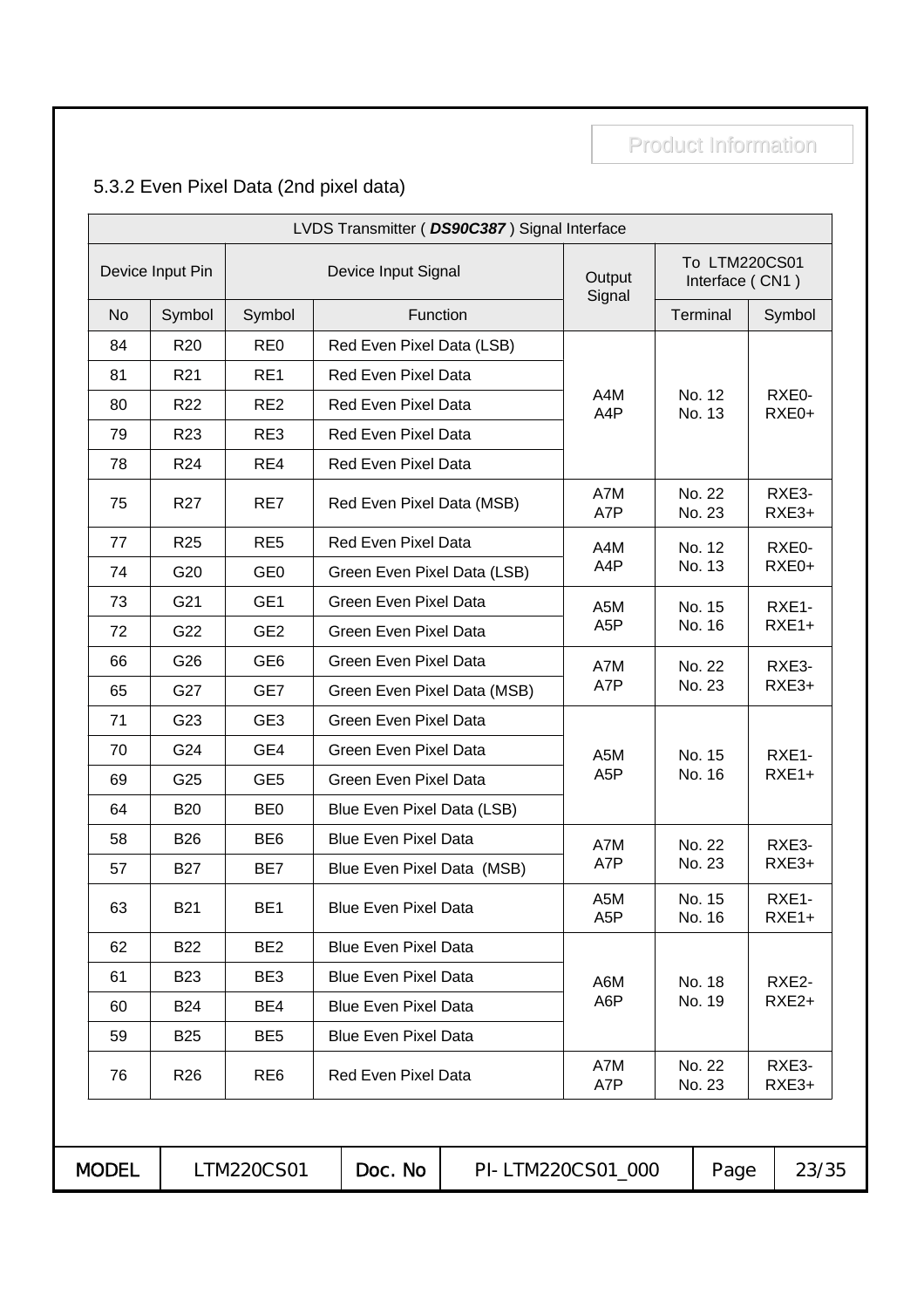## 5.3.2 Even Pixel Data (2nd pixel data)

| LVDS Transmitter ( ***DS90C387*** ) Signal Interface | | | | | | |
|---|---|---|---|---|---|---|
| Device Input Pin | | Device Input Signal | | Output Signal | To LTM220CS01 Interface ( CN1 ) | |
| No | Symbol | Symbol | Function | | Terminal | Symbol |
| 84 | R20 | RE0 | Red Even Pixel Data (LSB) | A4M A4P | No. 12 No. 13 | RXE0- RXE0+ |
| 81 | R21 | RE1 | Red Even Pixel Data | | | |
| 80 | R22 | RE2 | Red Even Pixel Data | | | |
| 79 | R23 | RE3 | Red Even Pixel Data | | | |
| 78 | R24 | RE4 | Red Even Pixel Data | | | |
| 75 | R27 | RE7 | Red Even Pixel Data (MSB) | A7M A7P | No. 22 No. 23 | RXE3- RXE3+ |
| 77 | R25 | RE5 | Red Even Pixel Data | A4M A4P | No. 12 No. 13 | RXE0- RXE0+ |
| 74 | G20 | GE0 | Green Even Pixel Data (LSB) | | | |
| 73 | G21 | GE1 | Green Even Pixel Data | A5M A5P | No. 15 No. 16 | RXE1- RXE1+ |
| 72 | G22 | GE2 | Green Even Pixel Data | | | |
| 66 | G26 | GE6 | Green Even Pixel Data | A7M A7P | No. 22 No. 23 | RXE3- RXE3+ |
| 65 | G27 | GE7 | Green Even Pixel Data (MSB) | | | |
| 71 | G23 | GE3 | Green Even Pixel Data | A5M A5P | No. 15 No. 16 | RXE1- RXE1+ |
| 70 | G24 | GE4 | Green Even Pixel Data | | | |
| 69 | G25 | GE5 | Green Even Pixel Data | | | |
| 64 | B20 | BE0 | Blue Even Pixel Data (LSB) | | | |
| 58 | B26 | BE6 | Blue Even Pixel Data | A7M A7P | No. 22 No. 23 | RXE3- RXE3+ |
| 57 | B27 | BE7 | Blue Even Pixel Data (MSB) | | | |
| 63 | B21 | BE1 | Blue Even Pixel Data | A5M A5P | No. 15 No. 16 | RXE1- RXE1+ |
| 62 | B22 | BE2 | Blue Even Pixel Data | A6M A6P | No. 18 No. 19 | RXE2- RXE2+ |
| 61 | B23 | BE3 | Blue Even Pixel Data | | | |
| 60 | B24 | BE4 | Blue Even Pixel Data | | | |
| 59 | B25 | BE5 | Blue Even Pixel Data | | | |
| 76 | R26 | RE6 | Red Even Pixel Data | A7M A7P | No. 22 No. 23 | RXE3- RXE3+ |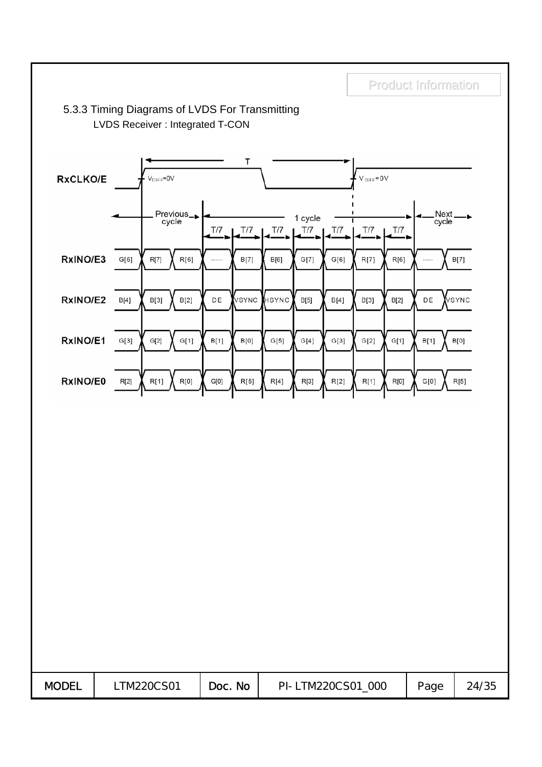### 5.3.3 Timing Diagrams of LVDS For Transmitting

LVDS Receiver : Integrated T-CON

RxCLKO/E: period T, edges at $V_{DIFF}=0V$

| Signal | Previous cycle | | | 1 cycle (T/7) | T/7 | T/7 | T/7 | T/7 | T/7 | T/7 | Next cycle | |
|---|---|---|---|---|---|---|---|---|---|---|---|---|
| RxINO/E3 | G[6] | R[7] | R[6] | ----- | B[7] | B[6] | G[7] | G[6] | R[7] | R[6] | ----- | B[7] |
| RxINO/E2 | B[4] | B[3] | B[2] | DE | VSYNC | HSYNC | B[5] | B[4] | B[3] | B[2] | DE | VSYNC |
| RxINO/E1 | G[3] | G[2] | G[1] | B[1] | B[0] | G[5] | G[4] | G[3] | G[2] | G[1] | B[1] | B[0] |
| RxINO/E0 | R[2] | R[1] | R[0] | G[0] | R[5] | R[4] | R[3] | R[2] | R[1] | R[0] | G[0] | R[5] |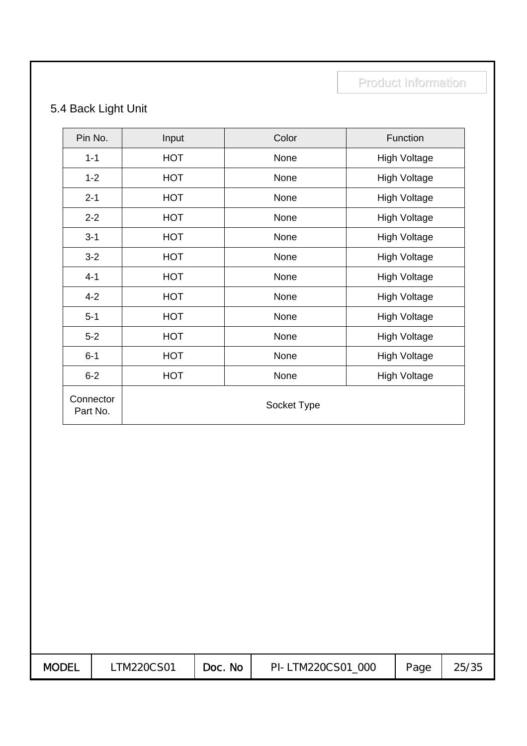## 5.4 Back Light Unit

| Pin No. | Input | Color | Function |
|---|---|---|---|
| 1-1 | HOT | None | High Voltage |
| 1-2 | HOT | None | High Voltage |
| 2-1 | HOT | None | High Voltage |
| 2-2 | HOT | None | High Voltage |
| 3-1 | HOT | None | High Voltage |
| 3-2 | HOT | None | High Voltage |
| 4-1 | HOT | None | High Voltage |
| 4-2 | HOT | None | High Voltage |
| 5-1 | HOT | None | High Voltage |
| 5-2 | HOT | None | High Voltage |
| 6-1 | HOT | None | High Voltage |
| 6-2 | HOT | None | High Voltage |
| Connector Part No. | Socket Type | | |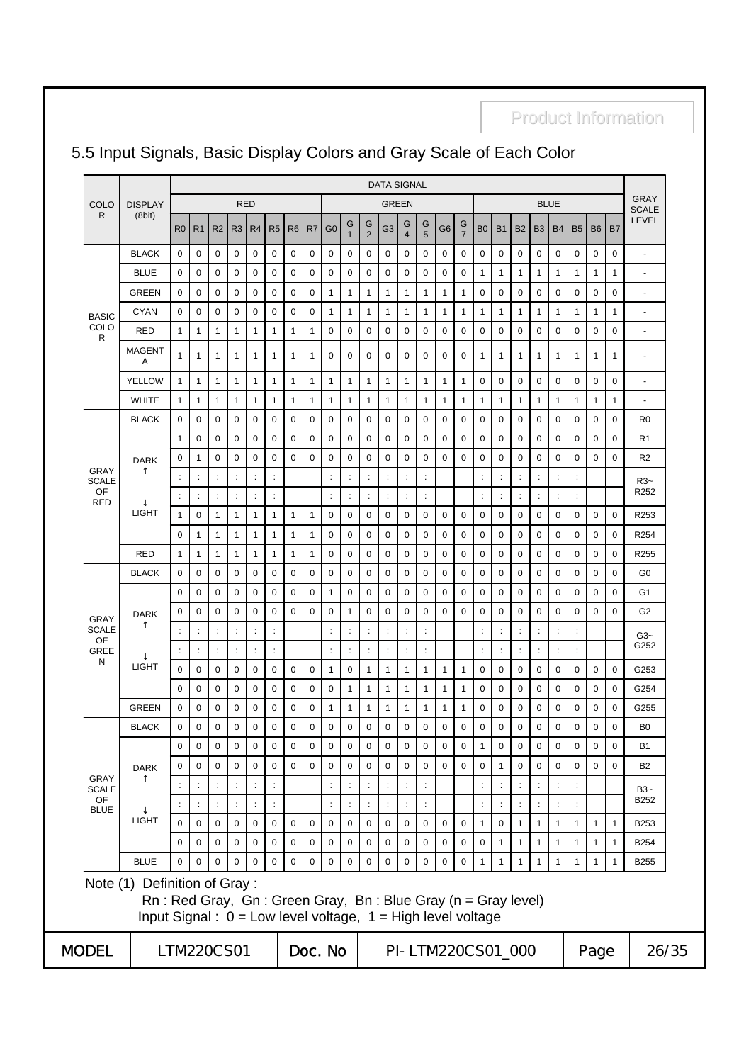Product Information

## 5.5 Input Signals, Basic Display Colors and Gray Scale of Each Color

| COLOR | DISPLAY (8bit) | DATA SIGNAL | | | | | | | | | | | | | | | | | | | | | | | | GRAY SCALE LEVEL |
|---|---|---|---|---|---|---|---|---|---|---|---|---|---|---|---|---|---|---|---|---|---|---|---|---|---|---|
| | | RED | | | | | | | | GREEN | | | | | | | | BLUE | | | | | | | | |
| | | R0 | R1 | R2 | R3 | R4 | R5 | R6 | R7 | G0 | G1 | G2 | G3 | G4 | G5 | G6 | G7 | B0 | B1 | B2 | B3 | B4 | B5 | B6 | B7 | |
| BASIC COLOR | BLACK | 0 | 0 | 0 | 0 | 0 | 0 | 0 | 0 | 0 | 0 | 0 | 0 | 0 | 0 | 0 | 0 | 0 | 0 | 0 | 0 | 0 | 0 | 0 | 0 | - |
| | BLUE | 0 | 0 | 0 | 0 | 0 | 0 | 0 | 0 | 0 | 0 | 0 | 0 | 0 | 0 | 0 | 0 | 1 | 1 | 1 | 1 | 1 | 1 | 1 | 1 | - |
| | GREEN | 0 | 0 | 0 | 0 | 0 | 0 | 0 | 0 | 1 | 1 | 1 | 1 | 1 | 1 | 1 | 1 | 0 | 0 | 0 | 0 | 0 | 0 | 0 | 0 | - |
| | CYAN | 0 | 0 | 0 | 0 | 0 | 0 | 0 | 0 | 1 | 1 | 1 | 1 | 1 | 1 | 1 | 1 | 1 | 1 | 1 | 1 | 1 | 1 | 1 | 1 | - |
| | RED | 1 | 1 | 1 | 1 | 1 | 1 | 1 | 1 | 0 | 0 | 0 | 0 | 0 | 0 | 0 | 0 | 0 | 0 | 0 | 0 | 0 | 0 | 0 | 0 | - |
| | MAGENTA | 1 | 1 | 1 | 1 | 1 | 1 | 1 | 1 | 0 | 0 | 0 | 0 | 0 | 0 | 0 | 0 | 1 | 1 | 1 | 1 | 1 | 1 | 1 | 1 | - |
| | YELLOW | 1 | 1 | 1 | 1 | 1 | 1 | 1 | 1 | 1 | 1 | 1 | 1 | 1 | 1 | 1 | 1 | 0 | 0 | 0 | 0 | 0 | 0 | 0 | 0 | - |
| | WHITE | 1 | 1 | 1 | 1 | 1 | 1 | 1 | 1 | 1 | 1 | 1 | 1 | 1 | 1 | 1 | 1 | 1 | 1 | 1 | 1 | 1 | 1 | 1 | 1 | - |
| GRAY SCALE OF RED | BLACK | 0 | 0 | 0 | 0 | 0 | 0 | 0 | 0 | 0 | 0 | 0 | 0 | 0 | 0 | 0 | 0 | 0 | 0 | 0 | 0 | 0 | 0 | 0 | 0 | R0 |
| | DARK ↑ | 1 | 0 | 0 | 0 | 0 | 0 | 0 | 0 | 0 | 0 | 0 | 0 | 0 | 0 | 0 | 0 | 0 | 0 | 0 | 0 | 0 | 0 | 0 | 0 | R1 |
| | | 0 | 1 | 0 | 0 | 0 | 0 | 0 | 0 | 0 | 0 | 0 | 0 | 0 | 0 | 0 | 0 | 0 | 0 | 0 | 0 | 0 | 0 | 0 | 0 | R2 |
| | | : | : | : | : | : | : | | | : | : | : | : | : | : | | | : | : | : | : | : | : | | | R3~ R252 |
| | ↓ | : | : | : | : | : | : | | | : | : | : | : | : | : | | | : | : | : | : | : | : | | | |
| | LIGHT | 1 | 0 | 1 | 1 | 1 | 1 | 1 | 1 | 0 | 0 | 0 | 0 | 0 | 0 | 0 | 0 | 0 | 0 | 0 | 0 | 0 | 0 | 0 | 0 | R253 |
| | | 0 | 1 | 1 | 1 | 1 | 1 | 1 | 1 | 0 | 0 | 0 | 0 | 0 | 0 | 0 | 0 | 0 | 0 | 0 | 0 | 0 | 0 | 0 | 0 | R254 |
| | RED | 1 | 1 | 1 | 1 | 1 | 1 | 1 | 1 | 0 | 0 | 0 | 0 | 0 | 0 | 0 | 0 | 0 | 0 | 0 | 0 | 0 | 0 | 0 | 0 | R255 |
| GRAY SCALE OF GREEN | BLACK | 0 | 0 | 0 | 0 | 0 | 0 | 0 | 0 | 0 | 0 | 0 | 0 | 0 | 0 | 0 | 0 | 0 | 0 | 0 | 0 | 0 | 0 | 0 | 0 | G0 |
| | DARK ↑ | 0 | 0 | 0 | 0 | 0 | 0 | 0 | 0 | 1 | 0 | 0 | 0 | 0 | 0 | 0 | 0 | 0 | 0 | 0 | 0 | 0 | 0 | 0 | 0 | G1 |
| | | 0 | 0 | 0 | 0 | 0 | 0 | 0 | 0 | 0 | 1 | 0 | 0 | 0 | 0 | 0 | 0 | 0 | 0 | 0 | 0 | 0 | 0 | 0 | 0 | G2 |
| | | : | : | : | : | : | : | | | : | : | : | : | : | : | | | : | : | : | : | : | : | | | G3~ G252 |
| | ↓ | : | : | : | : | : | : | | | : | : | : | : | : | : | | | : | : | : | : | : | : | | | |
| | LIGHT | 0 | 0 | 0 | 0 | 0 | 0 | 0 | 0 | 1 | 0 | 1 | 1 | 1 | 1 | 1 | 1 | 0 | 0 | 0 | 0 | 0 | 0 | 0 | 0 | G253 |
| | | 0 | 0 | 0 | 0 | 0 | 0 | 0 | 0 | 0 | 1 | 1 | 1 | 1 | 1 | 1 | 1 | 0 | 0 | 0 | 0 | 0 | 0 | 0 | 0 | G254 |
| | GREEN | 0 | 0 | 0 | 0 | 0 | 0 | 0 | 0 | 1 | 1 | 1 | 1 | 1 | 1 | 1 | 1 | 0 | 0 | 0 | 0 | 0 | 0 | 0 | 0 | G255 |
| GRAY SCALE OF BLUE | BLACK | 0 | 0 | 0 | 0 | 0 | 0 | 0 | 0 | 0 | 0 | 0 | 0 | 0 | 0 | 0 | 0 | 0 | 0 | 0 | 0 | 0 | 0 | 0 | 0 | B0 |
| | DARK ↑ | 0 | 0 | 0 | 0 | 0 | 0 | 0 | 0 | 0 | 0 | 0 | 0 | 0 | 0 | 0 | 0 | 1 | 0 | 0 | 0 | 0 | 0 | 0 | 0 | B1 |
| | | 0 | 0 | 0 | 0 | 0 | 0 | 0 | 0 | 0 | 0 | 0 | 0 | 0 | 0 | 0 | 0 | 0 | 1 | 0 | 0 | 0 | 0 | 0 | 0 | B2 |
| | | : | : | : | : | : | : | | | : | : | : | : | : | : | | | : | : | : | : | : | : | | | B3~ B252 |
| | ↓ | : | : | : | : | : | : | | | : | : | : | : | : | : | | | : | : | : | : | : | : | | | |
| | LIGHT | 0 | 0 | 0 | 0 | 0 | 0 | 0 | 0 | 0 | 0 | 0 | 0 | 0 | 0 | 0 | 0 | 1 | 0 | 1 | 1 | 1 | 1 | 1 | 1 | B253 |
| | | 0 | 0 | 0 | 0 | 0 | 0 | 0 | 0 | 0 | 0 | 0 | 0 | 0 | 0 | 0 | 0 | 0 | 1 | 1 | 1 | 1 | 1 | 1 | 1 | B254 |
| | BLUE | 0 | 0 | 0 | 0 | 0 | 0 | 0 | 0 | 0 | 0 | 0 | 0 | 0 | 0 | 0 | 0 | 1 | 1 | 1 | 1 | 1 | 1 | 1 | 1 | B255 |

Note (1) Definition of Gray :

Rn : Red Gray, Gn : Green Gray, Bn : Blue Gray (n = Gray level)

Input Signal : 0 = Low level voltage, 1 = High level voltage

| MODEL | LTM220CS01 | Doc. No | PI- LTM220CS01_000 | Page | 26/35 |
|---|---|---|---|---|---|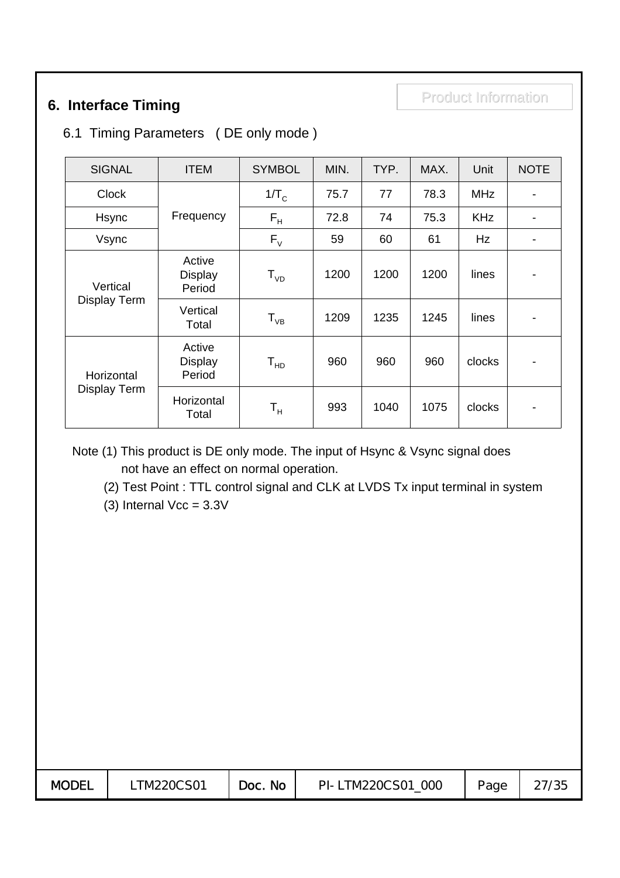# 6. Interface Timing

## 6.1 Timing Parameters ( DE only mode )

| SIGNAL | ITEM | SYMBOL | MIN. | TYP. | MAX. | Unit | NOTE |
|---|---|---|---|---|---|---|---|
| Clock | Frequency | $1/T_C$ | 75.7 | 77 | 78.3 | MHz | - |
| Hsync | | $F_H$ | 72.8 | 74 | 75.3 | KHz | - |
| Vsync | | $F_V$ | 59 | 60 | 61 | Hz | - |
| Vertical Display Term | Active Display Period | $T_{VD}$ | 1200 | 1200 | 1200 | lines | - |
| | Vertical Total | $T_{VB}$ | 1209 | 1235 | 1245 | lines | - |
| Horizontal Display Term | Active Display Period | $T_{HD}$ | 960 | 960 | 960 | clocks | - |
| | Horizontal Total | $T_H$ | 993 | 1040 | 1075 | clocks | - |

Note (1) This product is DE only mode. The input of Hsync & Vsync signal does not have an effect on normal operation.

(2) Test Point : TTL control signal and CLK at LVDS Tx input terminal in system

(3) Internal Vcc = 3.3V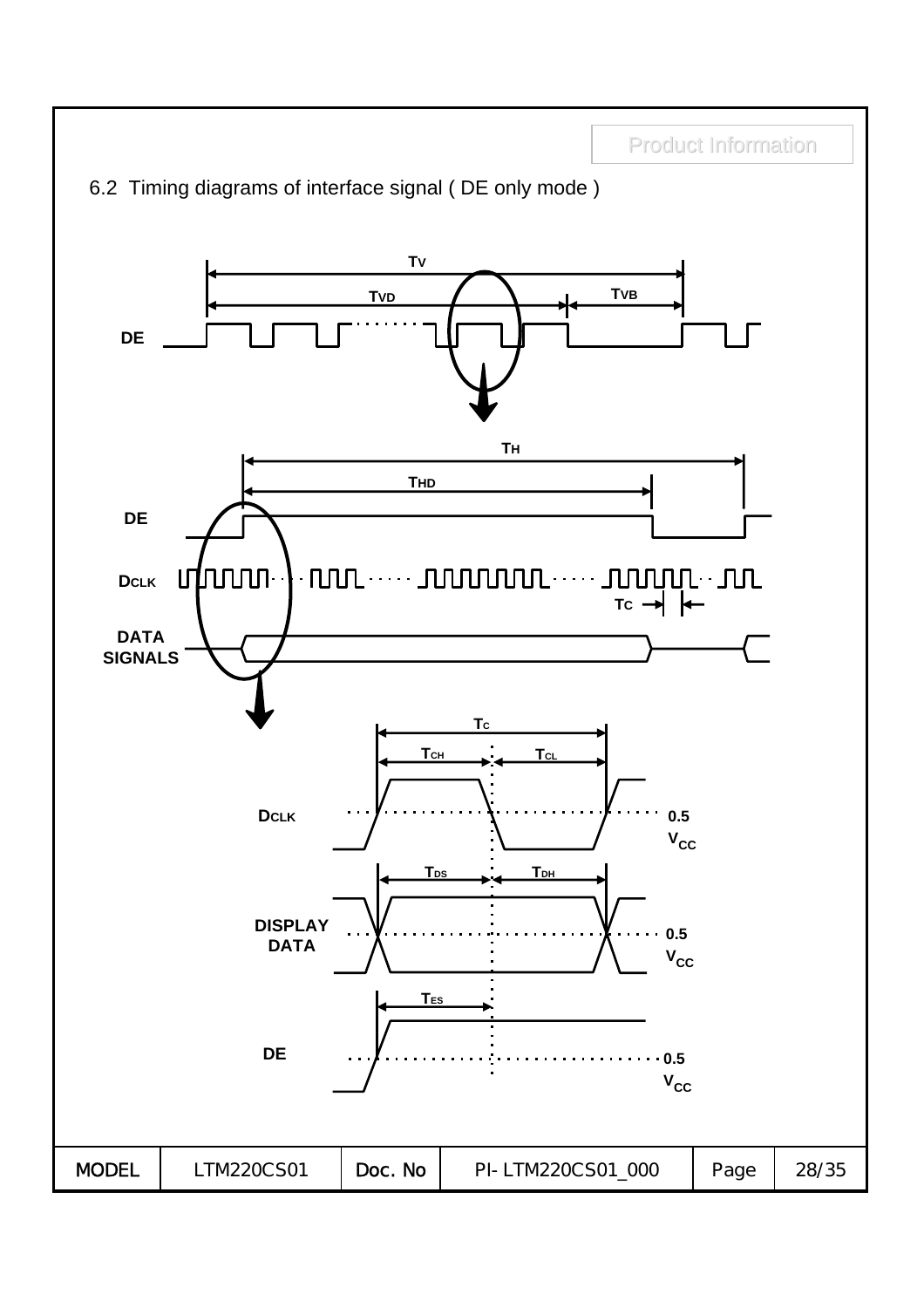## 6.2 Timing diagrams of interface signal ( DE only mode )

$T_V$

$T_{VD}$ $T_{VB}$

DE

$T_H$

$T_{HD}$

DE

DCLK

$T_C$

DATA SIGNALS

$T_C$

$T_{CH}$ $T_{CL}$

DCLK

0.5 $V_{CC}$

$T_{DS}$ $T_{DH}$

DISPLAY DATA

0.5 $V_{CC}$

$T_{ES}$

DE

0.5 $V_{CC}$

| MODEL | LTM220CS01 | Doc. No | PI- LTM220CS01_000 | Page | 28/35 |
|---|---|---|---|---|---|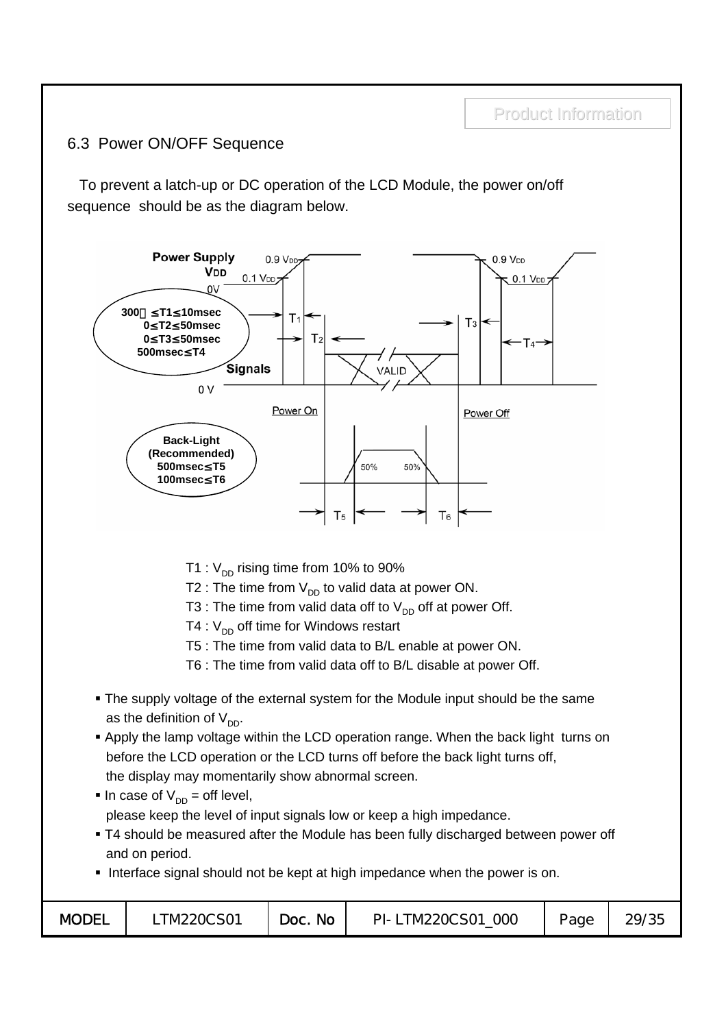## 6.3 Power ON/OFF Sequence

To prevent a latch-up or DC operation of the LCD Module, the power on/off sequence should be as the diagram below.

Power Supply $V_{DD}$

0.9 $V_{DD}$, 0.1 $V_{DD}$, 0V

300㎲ ≤T1≤10msec
0≤T2≤50msec
0≤T3≤50msec
500msec≤T4

Signals

0 V

Power On — VALID — Power Off

Back-Light (Recommended)
500msec≤T5
100msec≤T6

50% 50%

T1 : $V_{DD}$ rising time from 10% to 90%

T2 : The time from $V_{DD}$ to valid data at power ON.

T3 : The time from valid data off to $V_{DD}$ off at power Off.

T4 : $V_{DD}$ off time for Windows restart

T5 : The time from valid data to B/L enable at power ON.

T6 : The time from valid data off to B/L disable at power Off.

- The supply voltage of the external system for the Module input should be the same as the definition of $V_{DD}$.
- Apply the lamp voltage within the LCD operation range. When the back light turns on before the LCD operation or the LCD turns off before the back light turns off, the display may momentarily show abnormal screen.
- In case of $V_{DD}$ = off level, please keep the level of input signals low or keep a high impedance.
- T4 should be measured after the Module has been fully discharged between power off and on period.
- Interface signal should not be kept at high impedance when the power is on.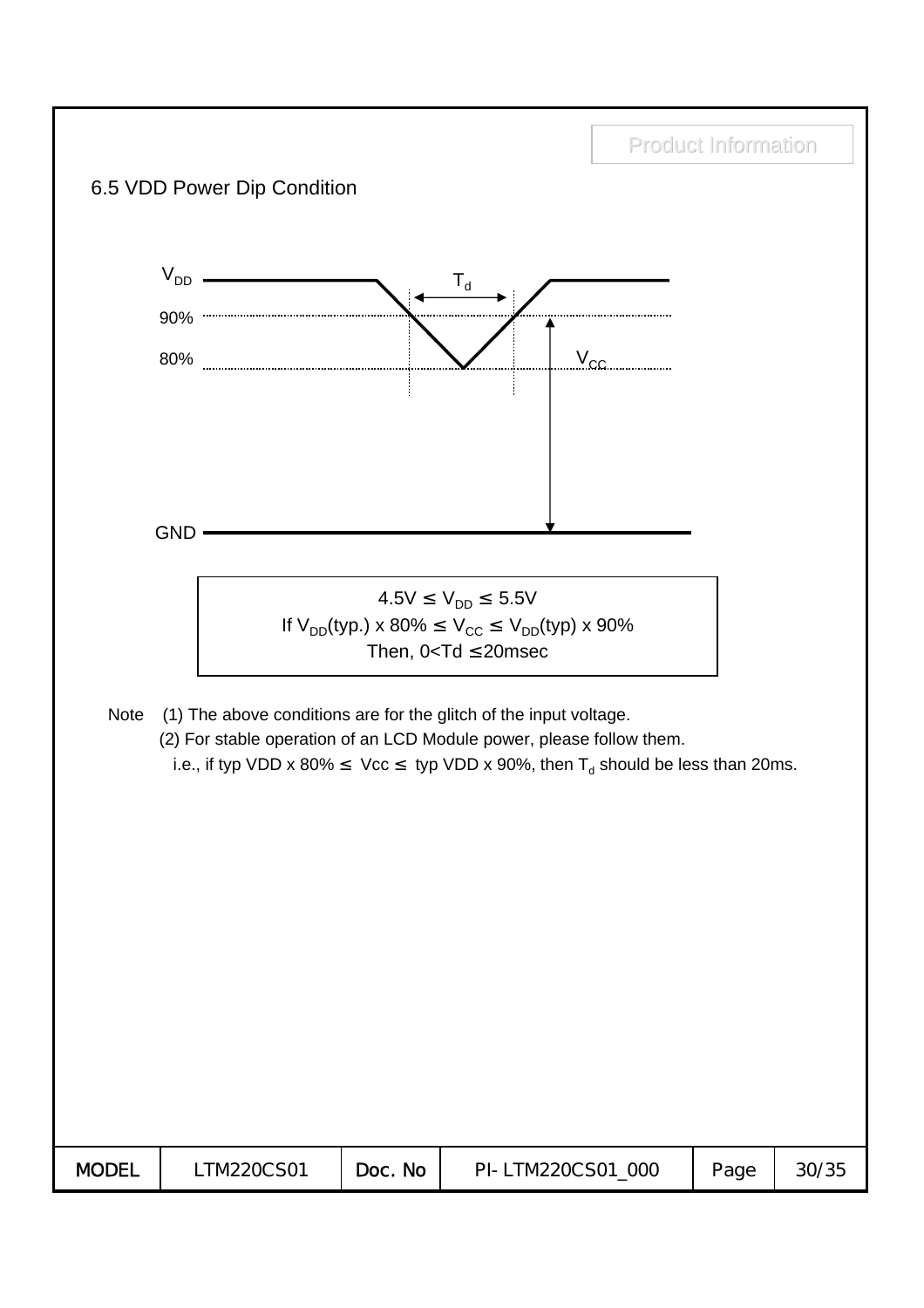Product Information

## 6.5 VDD Power Dip Condition

$V_{DD}$

$T_d$

90%

80%

$V_{CC}$

GND

$4.5V \le V_{DD} \le 5.5V$
If $V_{DD}$(typ.) x 80% $\le V_{CC} \le V_{DD}$(typ) x 90%
Then, $0 < Td \le 20$msec

Note (1) The above conditions are for the glitch of the input voltage.
(2) For stable operation of an LCD Module power, please follow them.
i.e., if typ VDD x 80% $\le$ Vcc $\le$ typ VDD x 90%, then $T_d$ should be less than 20ms.

| MODEL | LTM220CS01 | Doc. No | PI- LTM220CS01_000 |
|---|---|---|---|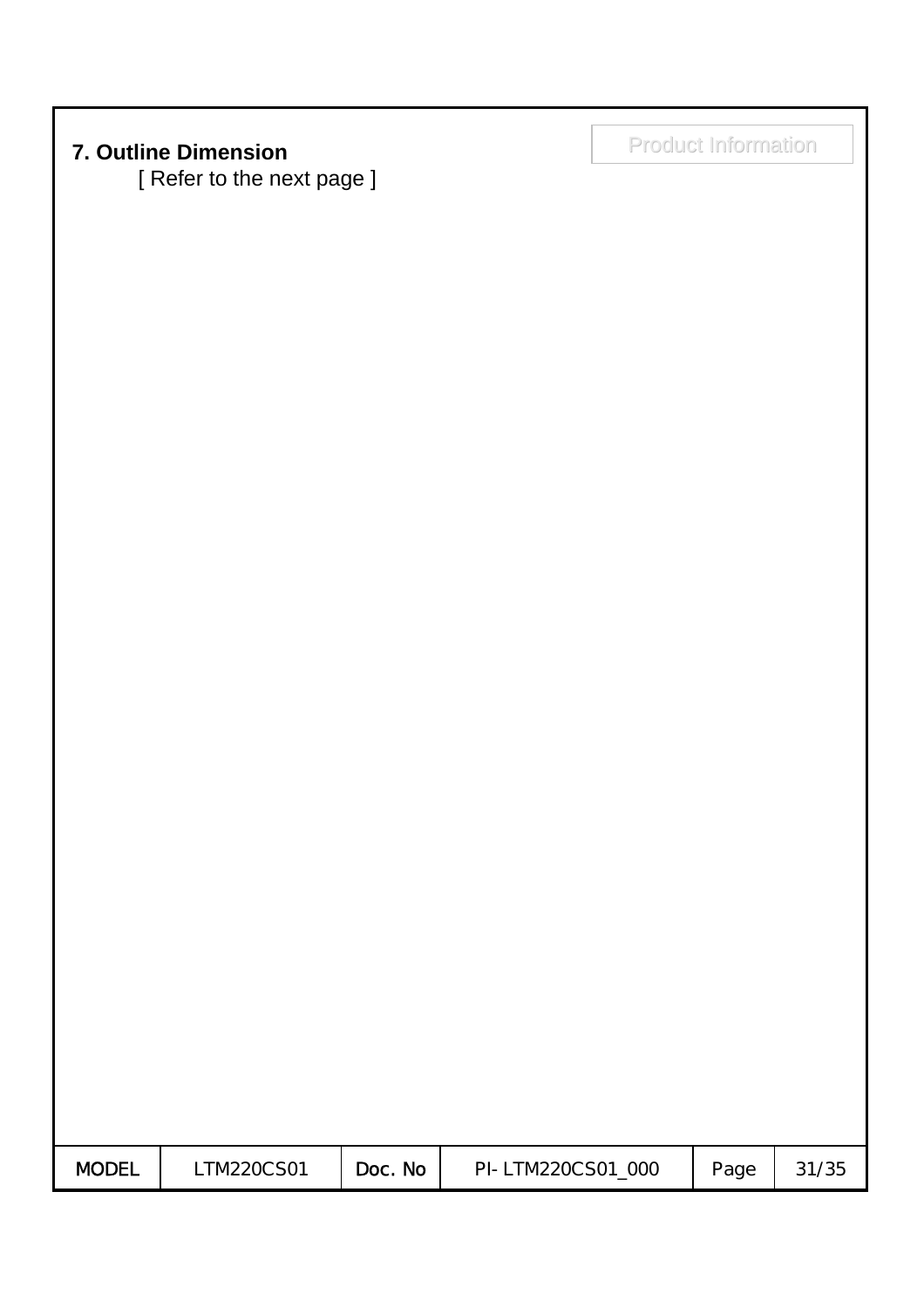## 7. Outline Dimension

[ Refer to the next page ]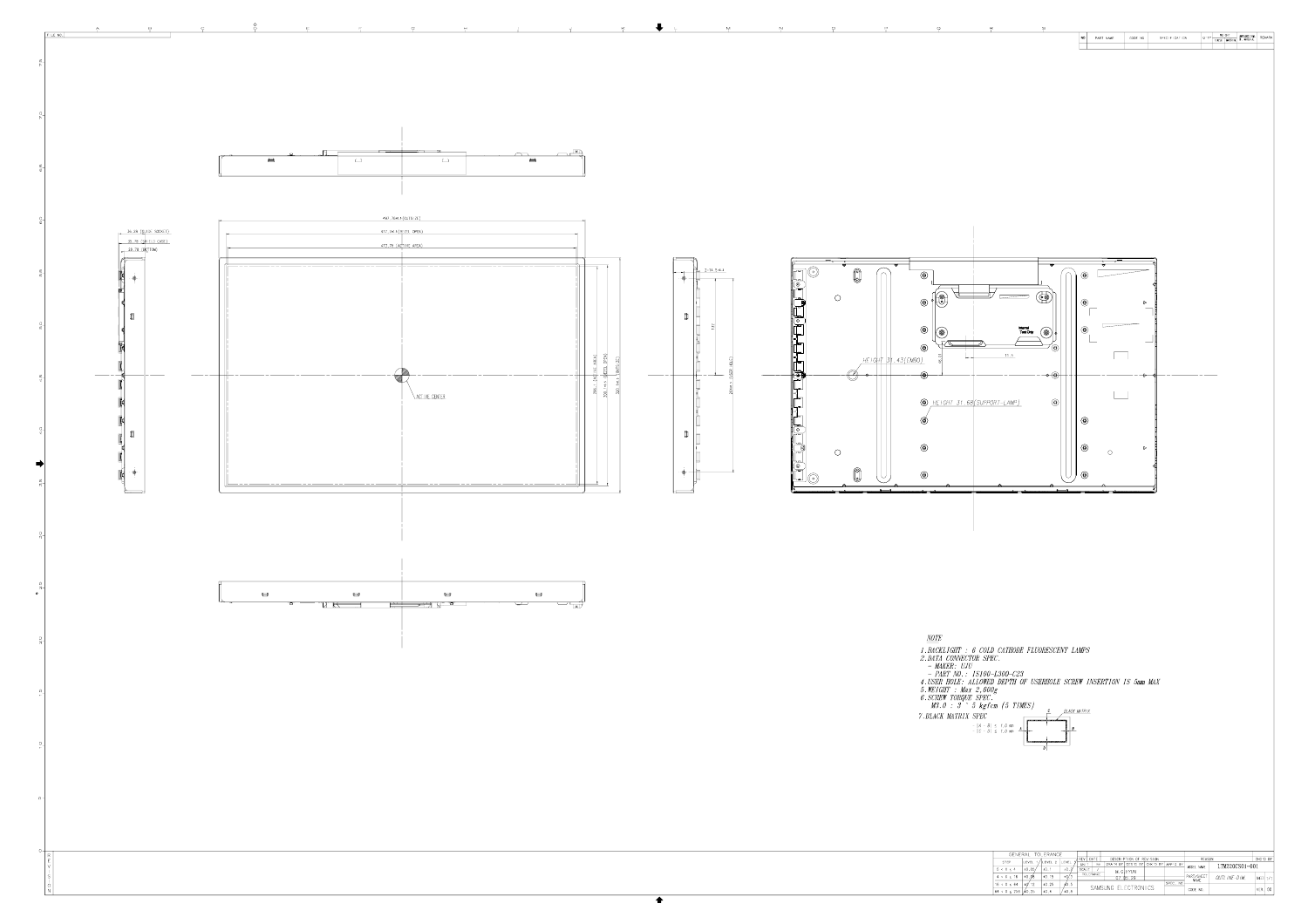NOTE

1. BACKLIGHT : 6 COLD CATHODE FLUORESCENT LAMPS
2. DATA CONNECTOR SPEC.
   - MAKER: UJU
   - PART NO.: IS100-L300-C23
4. USER HOLE: ALLOWED DEPTH OF USERHOLE SCREW INSERTION IS 5mm MAX
5. WEIGHT : Max 2,600g
6. SCREW TORQUE SPEC.
   M3.0 : 3 ~ 5 kgfcm (5 TIMES)
7. BLACK MATRIX SPEC

- |A - B| ≤ 1.0 mm
- |C - D| ≤ 1.0 mm

HEIGHT 31.43 [EMBO]

HEIGHT 31.68 [SUPPORT-LAMP]

ACTIVE CENTER

| GENERAL TOLERANCE | | | |
|---|---|---|---|
| STEP | LEVEL 1 | LEVEL 2 | LEVEL 3 |
| 0 < X ≤ 4 | ±0.05 | ±0.1 | ±0.2 |
| 4 < X ≤ 16 | ±0.08 | ±0.15 | ±0.3 |
| 16 < X ≤ 64 | ±0.12 | ±0.25 | ±0.5 |
| 64 < X ≤ 256 | ±0.25 | ±0.5 | ±0.8 |

LTM220CS01-001

OUTLINE DIM

SAMSUNG ELECTRONICS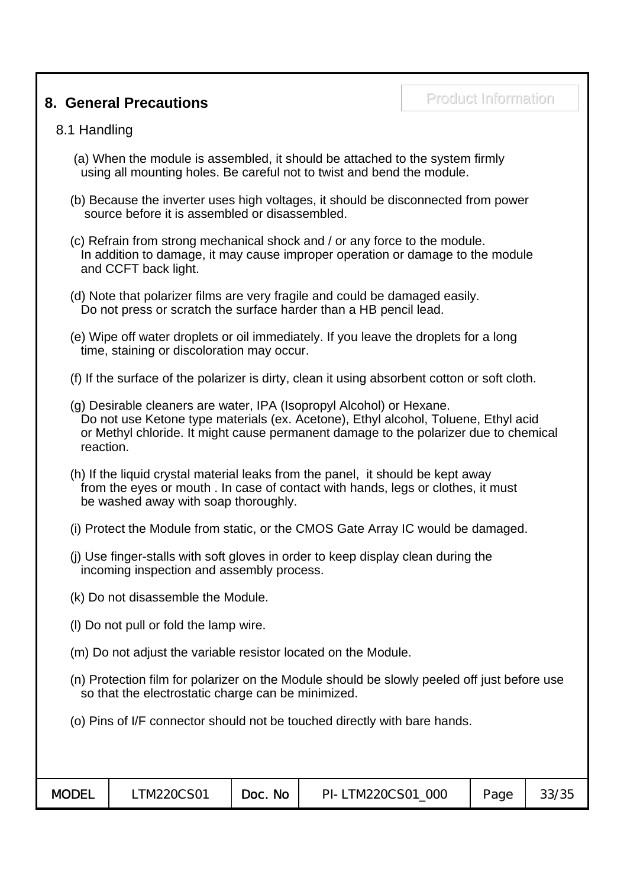## 8. General Precautions

### 8.1 Handling

(a) When the module is assembled, it should be attached to the system firmly using all mounting holes. Be careful not to twist and bend the module.

(b) Because the inverter uses high voltages, it should be disconnected from power source before it is assembled or disassembled.

(c) Refrain from strong mechanical shock and / or any force to the module. In addition to damage, it may cause improper operation or damage to the module and CCFT back light.

(d) Note that polarizer films are very fragile and could be damaged easily. Do not press or scratch the surface harder than a HB pencil lead.

(e) Wipe off water droplets or oil immediately. If you leave the droplets for a long time, staining or discoloration may occur.

(f) If the surface of the polarizer is dirty, clean it using absorbent cotton or soft cloth.

(g) Desirable cleaners are water, IPA (Isopropyl Alcohol) or Hexane. Do not use Ketone type materials (ex. Acetone), Ethyl alcohol, Toluene, Ethyl acid or Methyl chloride. It might cause permanent damage to the polarizer due to chemical reaction.

(h) If the liquid crystal material leaks from the panel, it should be kept away from the eyes or mouth . In case of contact with hands, legs or clothes, it must be washed away with soap thoroughly.

(i) Protect the Module from static, or the CMOS Gate Array IC would be damaged.

(j) Use finger-stalls with soft gloves in order to keep display clean during the incoming inspection and assembly process.

(k) Do not disassemble the Module.

(l) Do not pull or fold the lamp wire.

(m) Do not adjust the variable resistor located on the Module.

(n) Protection film for polarizer on the Module should be slowly peeled off just before use so that the electrostatic charge can be minimized.

(o) Pins of I/F connector should not be touched directly with bare hands.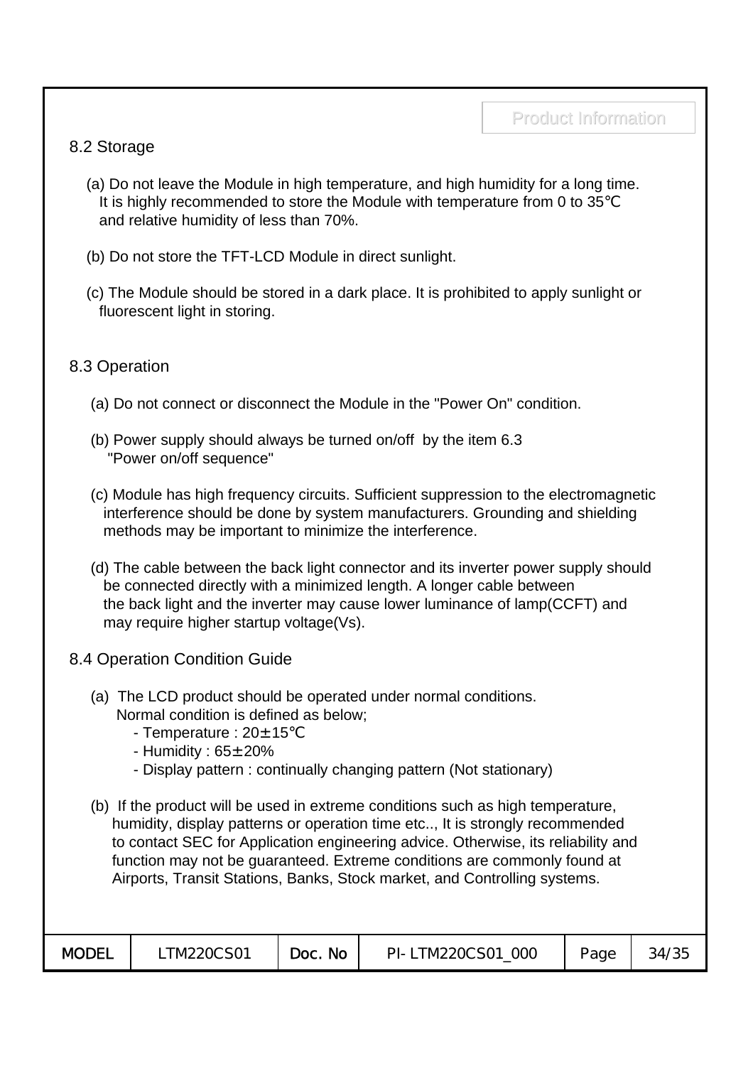## 8.2 Storage

(a) Do not leave the Module in high temperature, and high humidity for a long time. It is highly recommended to store the Module with temperature from 0 to 35℃ and relative humidity of less than 70%.

(b) Do not store the TFT-LCD Module in direct sunlight.

(c) The Module should be stored in a dark place. It is prohibited to apply sunlight or fluorescent light in storing.

## 8.3 Operation

(a) Do not connect or disconnect the Module in the "Power On" condition.

(b) Power supply should always be turned on/off by the item 6.3 "Power on/off sequence"

(c) Module has high frequency circuits. Sufficient suppression to the electromagnetic interference should be done by system manufacturers. Grounding and shielding methods may be important to minimize the interference.

(d) The cable between the back light connector and its inverter power supply should be connected directly with a minimized length. A longer cable between the back light and the inverter may cause lower luminance of lamp(CCFT) and may require higher startup voltage(Vs).

## 8.4 Operation Condition Guide

(a) The LCD product should be operated under normal conditions. Normal condition is defined as below;
- Temperature : 20±15℃
- Humidity : 65±20%
- Display pattern : continually changing pattern (Not stationary)

(b) If the product will be used in extreme conditions such as high temperature, humidity, display patterns or operation time etc.., It is strongly recommended to contact SEC for Application engineering advice. Otherwise, its reliability and function may not be guaranteed. Extreme conditions are commonly found at Airports, Transit Stations, Banks, Stock market, and Controlling systems.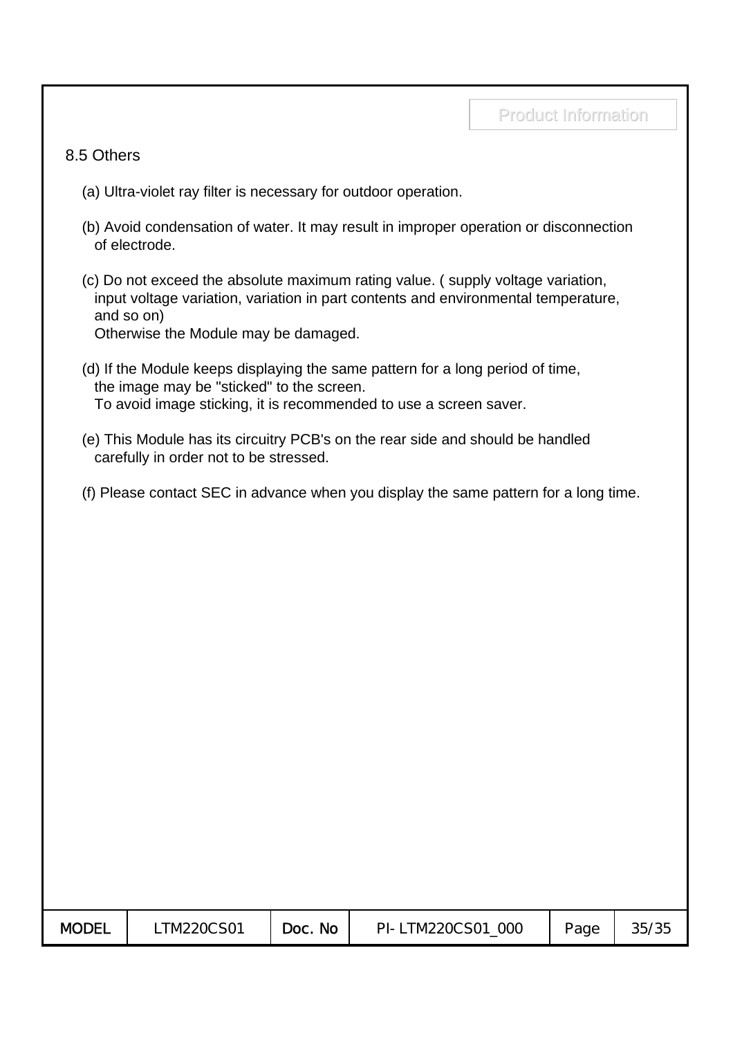## 8.5 Others

(a) Ultra-violet ray filter is necessary for outdoor operation.

(b) Avoid condensation of water. It may result in improper operation or disconnection of electrode.

(c) Do not exceed the absolute maximum rating value. ( supply voltage variation, input voltage variation, variation in part contents and environmental temperature, and so on)
Otherwise the Module may be damaged.

(d) If the Module keeps displaying the same pattern for a long period of time, the image may be "sticked" to the screen.
To avoid image sticking, it is recommended to use a screen saver.

(e) This Module has its circuitry PCB's on the rear side and should be handled carefully in order not to be stressed.

(f) Please contact SEC in advance when you display the same pattern for a long time.